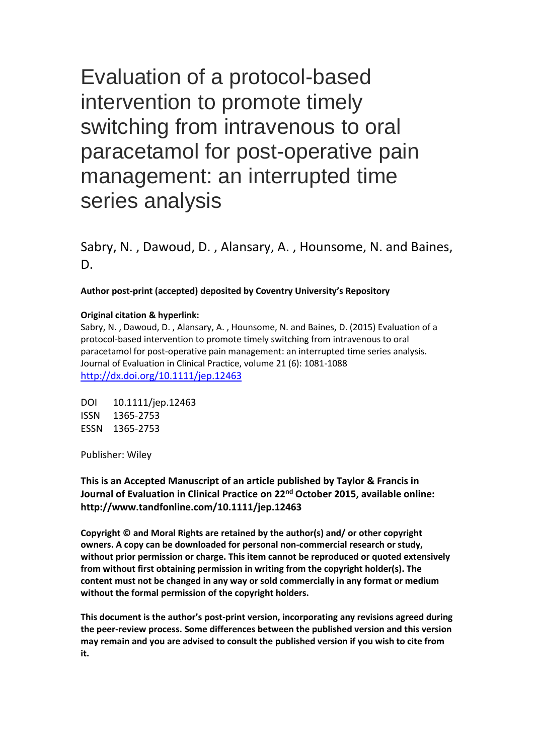# Evaluation of a protocol-based intervention to promote timely switching from intravenous to oral paracetamol for post-operative pain management: an interrupted time series analysis

Sabry, N. , Dawoud, D. , Alansary, A. , Hounsome, N. and Baines, D.

**Author post-print (accepted) deposited by Coventry University's Repository**

**Original citation & hyperlink:**

Sabry, N. , Dawoud, D. , Alansary, A. , Hounsome, N. and Baines, D. (2015) Evaluation of a protocol-based intervention to promote timely switching from intravenous to oral paracetamol for post-operative pain management: an interrupted time series analysis. Journal of Evaluation in Clinical Practice, volume 21 (6): 1081-1088

http://dx.doi.org/10.1111/jep.12463

DOI 10.1111/jep.12463
ISSN 1365-2753
ESSN 1365-2753

Publisher: Wiley

**This is an Accepted Manuscript of an article published by Taylor & Francis in Journal of Evaluation in Clinical Practice on 22nd October 2015, available online: http://www.tandfonline.com/10.1111/jep.12463**

**Copyright © and Moral Rights are retained by the author(s) and/ or other copyright owners. A copy can be downloaded for personal non-commercial research or study, without prior permission or charge. This item cannot be reproduced or quoted extensively from without first obtaining permission in writing from the copyright holder(s). The content must not be changed in any way or sold commercially in any format or medium without the formal permission of the copyright holders.**

**This document is the author's post-print version, incorporating any revisions agreed during the peer-review process. Some differences between the published version and this version may remain and you are advised to consult the published version if you wish to cite from it.**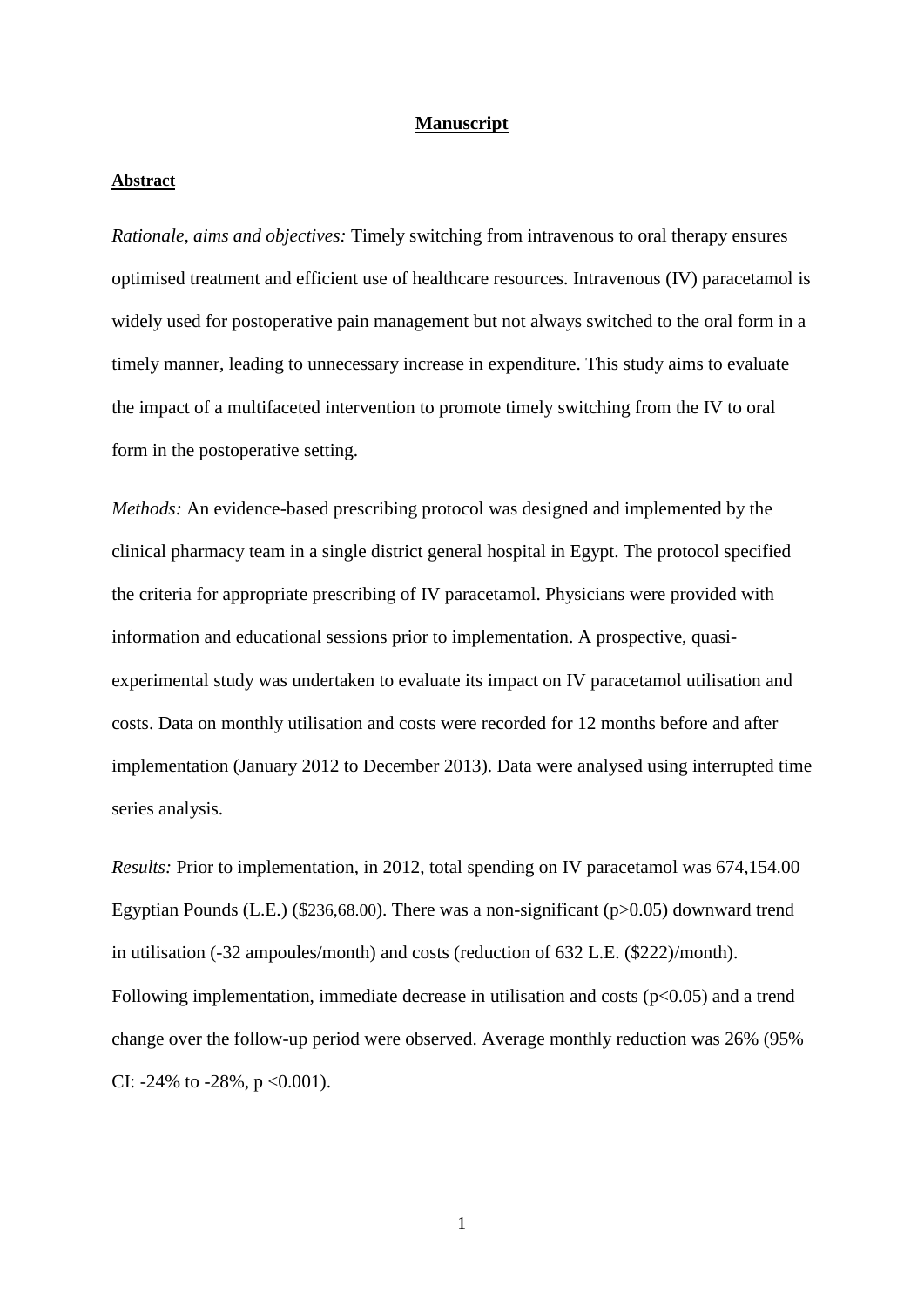**Manuscript**

**Abstract**

*Rationale, aims and objectives:* Timely switching from intravenous to oral therapy ensures optimised treatment and efficient use of healthcare resources. Intravenous (IV) paracetamol is widely used for postoperative pain management but not always switched to the oral form in a timely manner, leading to unnecessary increase in expenditure. This study aims to evaluate the impact of a multifaceted intervention to promote timely switching from the IV to oral form in the postoperative setting.

*Methods:* An evidence-based prescribing protocol was designed and implemented by the clinical pharmacy team in a single district general hospital in Egypt. The protocol specified the criteria for appropriate prescribing of IV paracetamol. Physicians were provided with information and educational sessions prior to implementation. A prospective, quasi-experimental study was undertaken to evaluate its impact on IV paracetamol utilisation and costs. Data on monthly utilisation and costs were recorded for 12 months before and after implementation (January 2012 to December 2013). Data were analysed using interrupted time series analysis.

*Results:* Prior to implementation, in 2012, total spending on IV paracetamol was 674,154.00 Egyptian Pounds (L.E.) ($236,68.00). There was a non-significant (p>0.05) downward trend in utilisation (-32 ampoules/month) and costs (reduction of 632 L.E. ($222)/month). Following implementation, immediate decrease in utilisation and costs (p<0.05) and a trend change over the follow-up period were observed. Average monthly reduction was 26% (95% CI: -24% to -28%, p <0.001).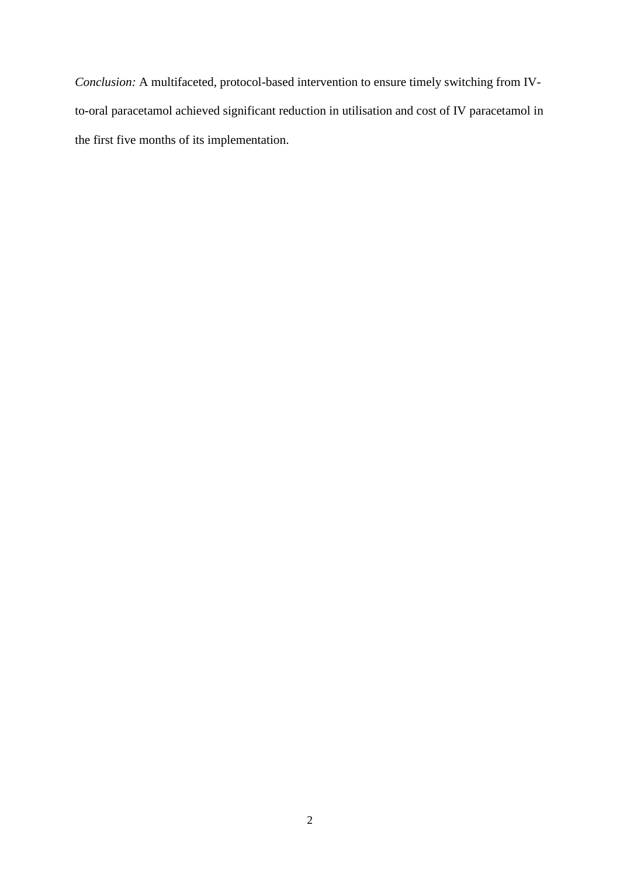*Conclusion:* A multifaceted, protocol-based intervention to ensure timely switching from IV-to-oral paracetamol achieved significant reduction in utilisation and cost of IV paracetamol in the first five months of its implementation.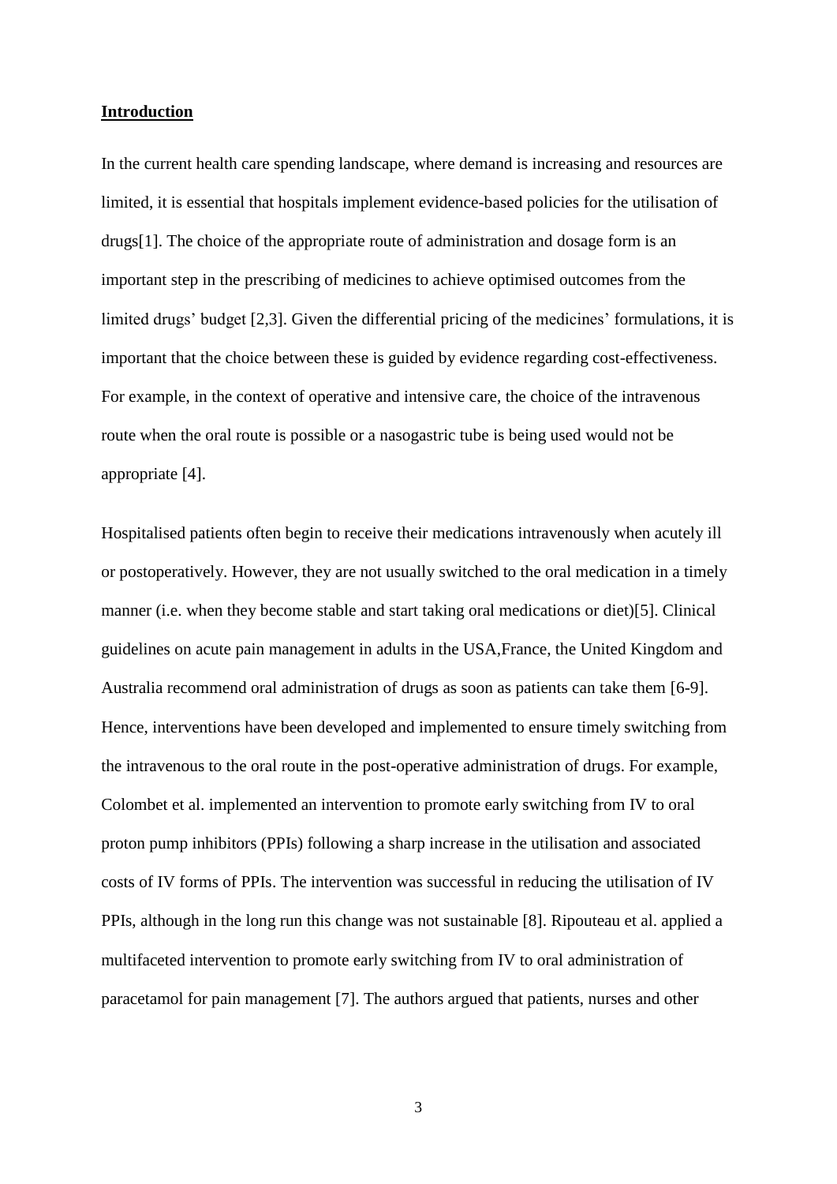## Introduction

In the current health care spending landscape, where demand is increasing and resources are limited, it is essential that hospitals implement evidence-based policies for the utilisation of drugs[1]. The choice of the appropriate route of administration and dosage form is an important step in the prescribing of medicines to achieve optimised outcomes from the limited drugs' budget [2,3]. Given the differential pricing of the medicines' formulations, it is important that the choice between these is guided by evidence regarding cost-effectiveness. For example, in the context of operative and intensive care, the choice of the intravenous route when the oral route is possible or a nasogastric tube is being used would not be appropriate [4].

Hospitalised patients often begin to receive their medications intravenously when acutely ill or postoperatively. However, they are not usually switched to the oral medication in a timely manner (i.e. when they become stable and start taking oral medications or diet)[5]. Clinical guidelines on acute pain management in adults in the USA,France, the United Kingdom and Australia recommend oral administration of drugs as soon as patients can take them [6-9]. Hence, interventions have been developed and implemented to ensure timely switching from the intravenous to the oral route in the post-operative administration of drugs. For example, Colombet et al. implemented an intervention to promote early switching from IV to oral proton pump inhibitors (PPIs) following a sharp increase in the utilisation and associated costs of IV forms of PPIs. The intervention was successful in reducing the utilisation of IV PPIs, although in the long run this change was not sustainable [8]. Ripouteau et al. applied a multifaceted intervention to promote early switching from IV to oral administration of paracetamol for pain management [7]. The authors argued that patients, nurses and other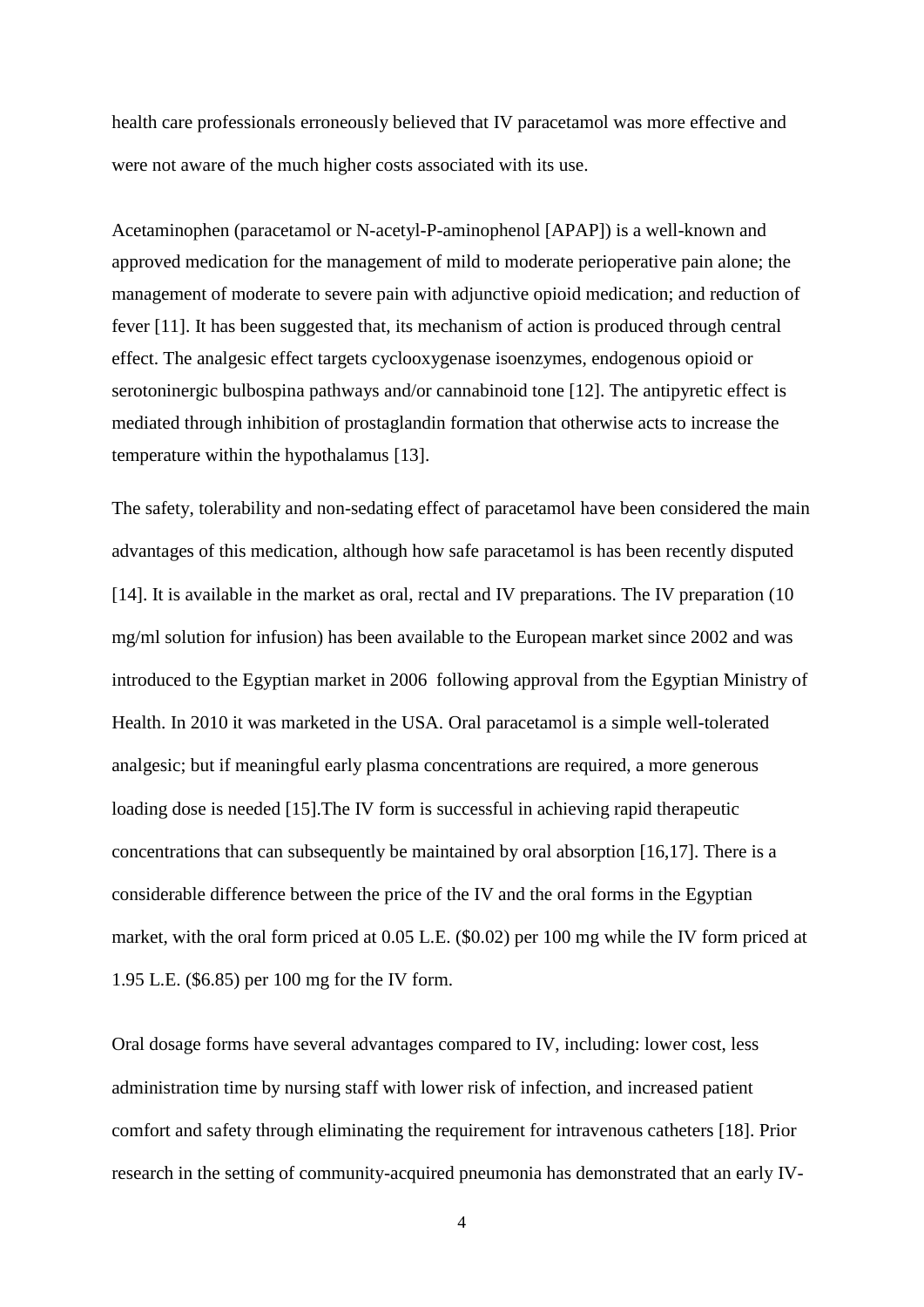health care professionals erroneously believed that IV paracetamol was more effective and were not aware of the much higher costs associated with its use.

Acetaminophen (paracetamol or N-acetyl-P-aminophenol [APAP]) is a well-known and approved medication for the management of mild to moderate perioperative pain alone; the management of moderate to severe pain with adjunctive opioid medication; and reduction of fever [11]. It has been suggested that, its mechanism of action is produced through central effect. The analgesic effect targets cyclooxygenase isoenzymes, endogenous opioid or serotoninergic bulbospina pathways and/or cannabinoid tone [12]. The antipyretic effect is mediated through inhibition of prostaglandin formation that otherwise acts to increase the temperature within the hypothalamus [13].

The safety, tolerability and non-sedating effect of paracetamol have been considered the main advantages of this medication, although how safe paracetamol is has been recently disputed [14]. It is available in the market as oral, rectal and IV preparations. The IV preparation (10 mg/ml solution for infusion) has been available to the European market since 2002 and was introduced to the Egyptian market in 2006 following approval from the Egyptian Ministry of Health. In 2010 it was marketed in the USA. Oral paracetamol is a simple well-tolerated analgesic; but if meaningful early plasma concentrations are required, a more generous loading dose is needed [15].The IV form is successful in achieving rapid therapeutic concentrations that can subsequently be maintained by oral absorption [16,17]. There is a considerable difference between the price of the IV and the oral forms in the Egyptian market, with the oral form priced at 0.05 L.E. ($0.02) per 100 mg while the IV form priced at 1.95 L.E. ($6.85) per 100 mg for the IV form.

Oral dosage forms have several advantages compared to IV, including: lower cost, less administration time by nursing staff with lower risk of infection, and increased patient comfort and safety through eliminating the requirement for intravenous catheters [18]. Prior research in the setting of community-acquired pneumonia has demonstrated that an early IV-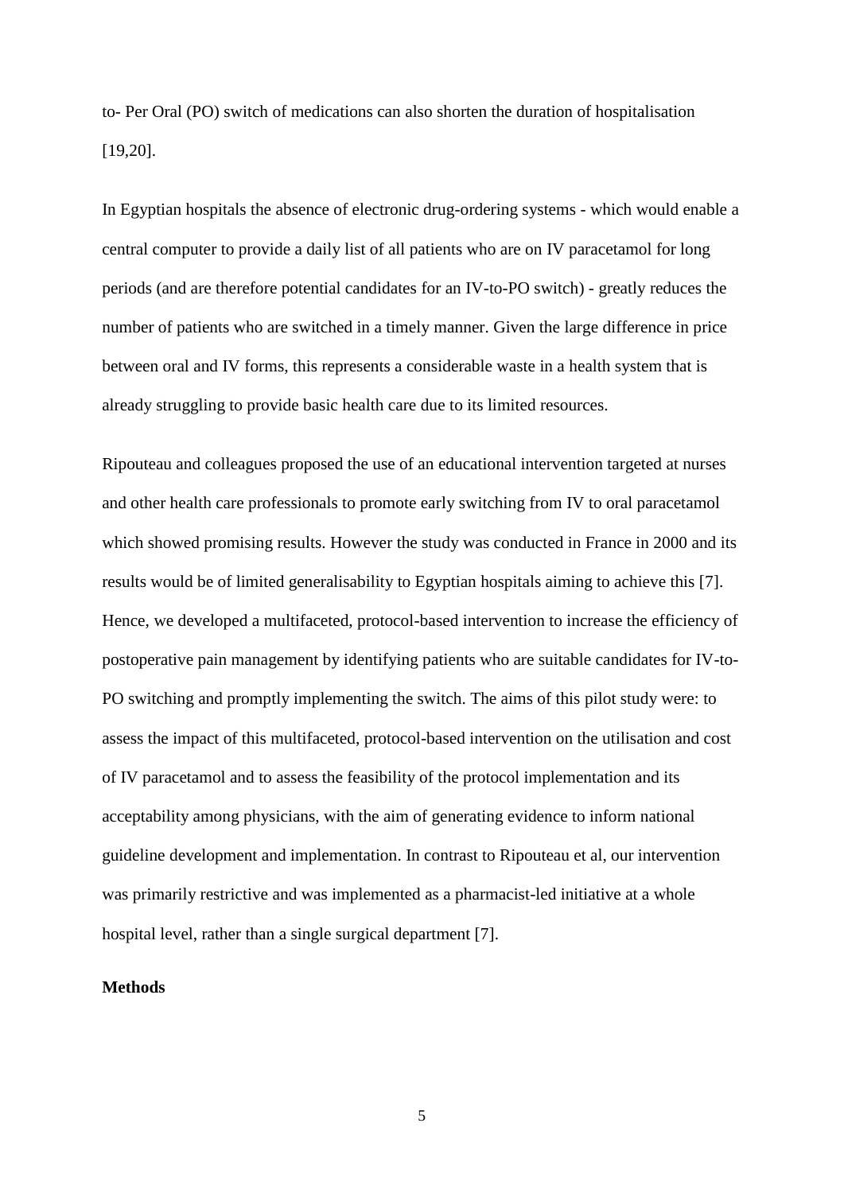to- Per Oral (PO) switch of medications can also shorten the duration of hospitalisation [19,20].

In Egyptian hospitals the absence of electronic drug-ordering systems - which would enable a central computer to provide a daily list of all patients who are on IV paracetamol for long periods (and are therefore potential candidates for an IV-to-PO switch) - greatly reduces the number of patients who are switched in a timely manner. Given the large difference in price between oral and IV forms, this represents a considerable waste in a health system that is already struggling to provide basic health care due to its limited resources.

Ripouteau and colleagues proposed the use of an educational intervention targeted at nurses and other health care professionals to promote early switching from IV to oral paracetamol which showed promising results. However the study was conducted in France in 2000 and its results would be of limited generalisability to Egyptian hospitals aiming to achieve this [7]. Hence, we developed a multifaceted, protocol-based intervention to increase the efficiency of postoperative pain management by identifying patients who are suitable candidates for IV-to-PO switching and promptly implementing the switch. The aims of this pilot study were: to assess the impact of this multifaceted, protocol-based intervention on the utilisation and cost of IV paracetamol and to assess the feasibility of the protocol implementation and its acceptability among physicians, with the aim of generating evidence to inform national guideline development and implementation. In contrast to Ripouteau et al, our intervention was primarily restrictive and was implemented as a pharmacist-led initiative at a whole hospital level, rather than a single surgical department [7].

## Methods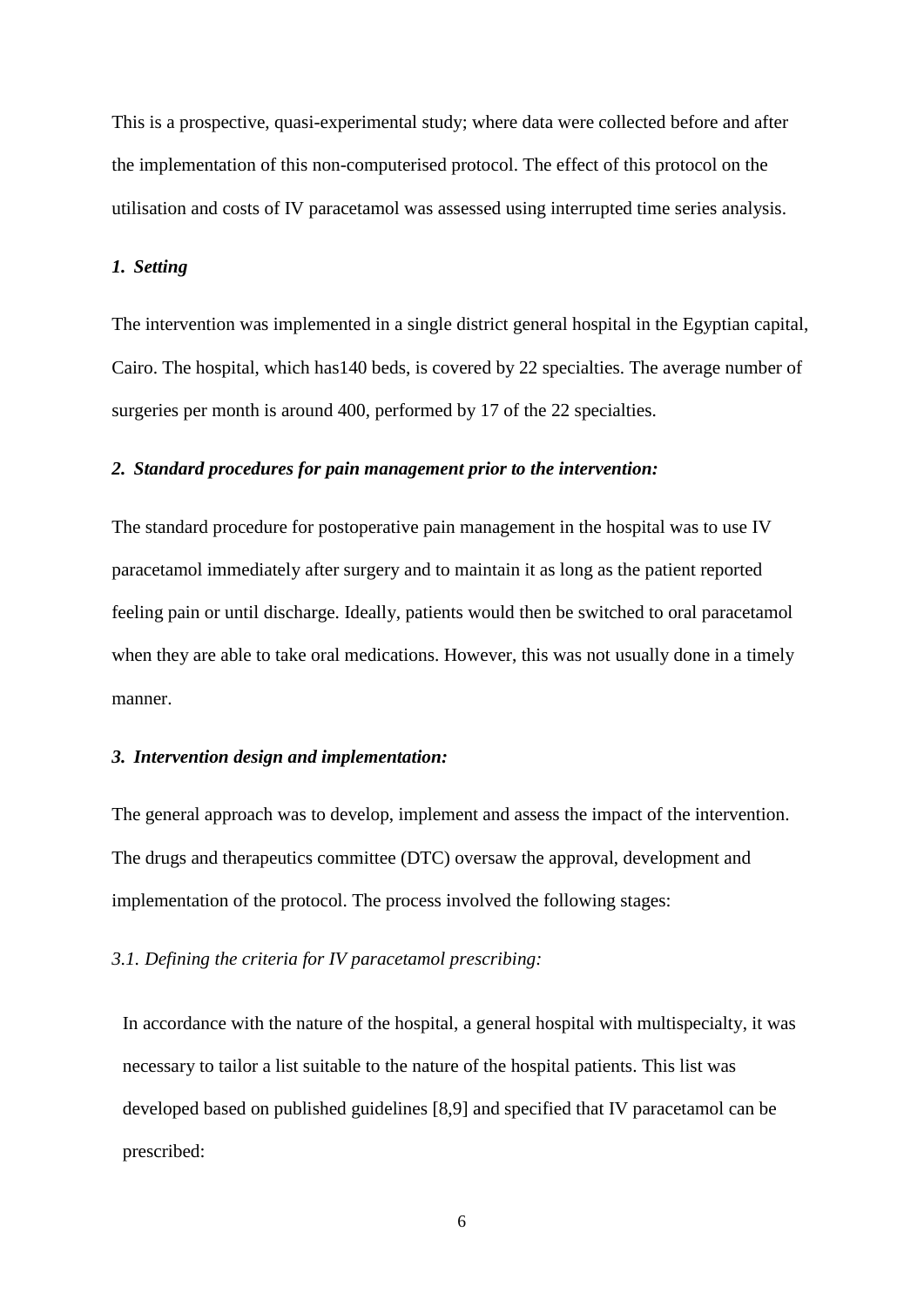This is a prospective, quasi-experimental study; where data were collected before and after the implementation of this non-computerised protocol. The effect of this protocol on the utilisation and costs of IV paracetamol was assessed using interrupted time series analysis.

### *1. Setting*

The intervention was implemented in a single district general hospital in the Egyptian capital, Cairo. The hospital, which has140 beds, is covered by 22 specialties. The average number of surgeries per month is around 400, performed by 17 of the 22 specialties.

### *2. Standard procedures for pain management prior to the intervention:*

The standard procedure for postoperative pain management in the hospital was to use IV paracetamol immediately after surgery and to maintain it as long as the patient reported feeling pain or until discharge. Ideally, patients would then be switched to oral paracetamol when they are able to take oral medications. However, this was not usually done in a timely manner.

### *3. Intervention design and implementation:*

The general approach was to develop, implement and assess the impact of the intervention. The drugs and therapeutics committee (DTC) oversaw the approval, development and implementation of the protocol. The process involved the following stages:

#### *3.1. Defining the criteria for IV paracetamol prescribing:*

In accordance with the nature of the hospital, a general hospital with multispecialty, it was necessary to tailor a list suitable to the nature of the hospital patients. This list was developed based on published guidelines [8,9] and specified that IV paracetamol can be prescribed: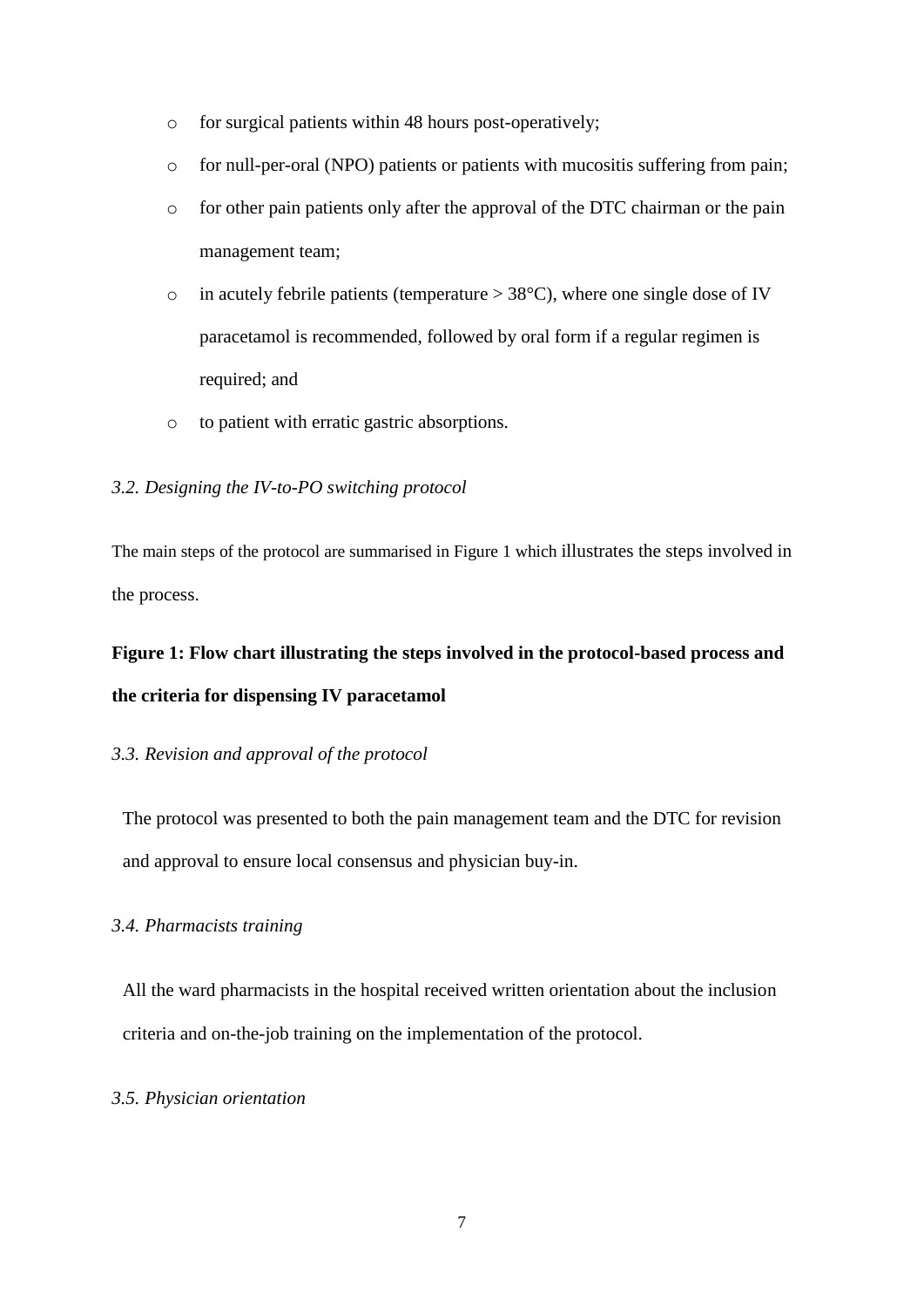- for surgical patients within 48 hours post-operatively;
- for null-per-oral (NPO) patients or patients with mucositis suffering from pain;
- for other pain patients only after the approval of the DTC chairman or the pain management team;
- in acutely febrile patients (temperature > 38°C), where one single dose of IV paracetamol is recommended, followed by oral form if a regular regimen is required; and
- to patient with erratic gastric absorptions.

*3.2. Designing the IV-to-PO switching protocol*

The main steps of the protocol are summarised in Figure 1 which illustrates the steps involved in the process.

**Figure 1: Flow chart illustrating the steps involved in the protocol-based process and the criteria for dispensing IV paracetamol**

*3.3. Revision and approval of the protocol*

The protocol was presented to both the pain management team and the DTC for revision and approval to ensure local consensus and physician buy-in.

*3.4. Pharmacists training*

All the ward pharmacists in the hospital received written orientation about the inclusion criteria and on-the-job training on the implementation of the protocol.

*3.5. Physician orientation*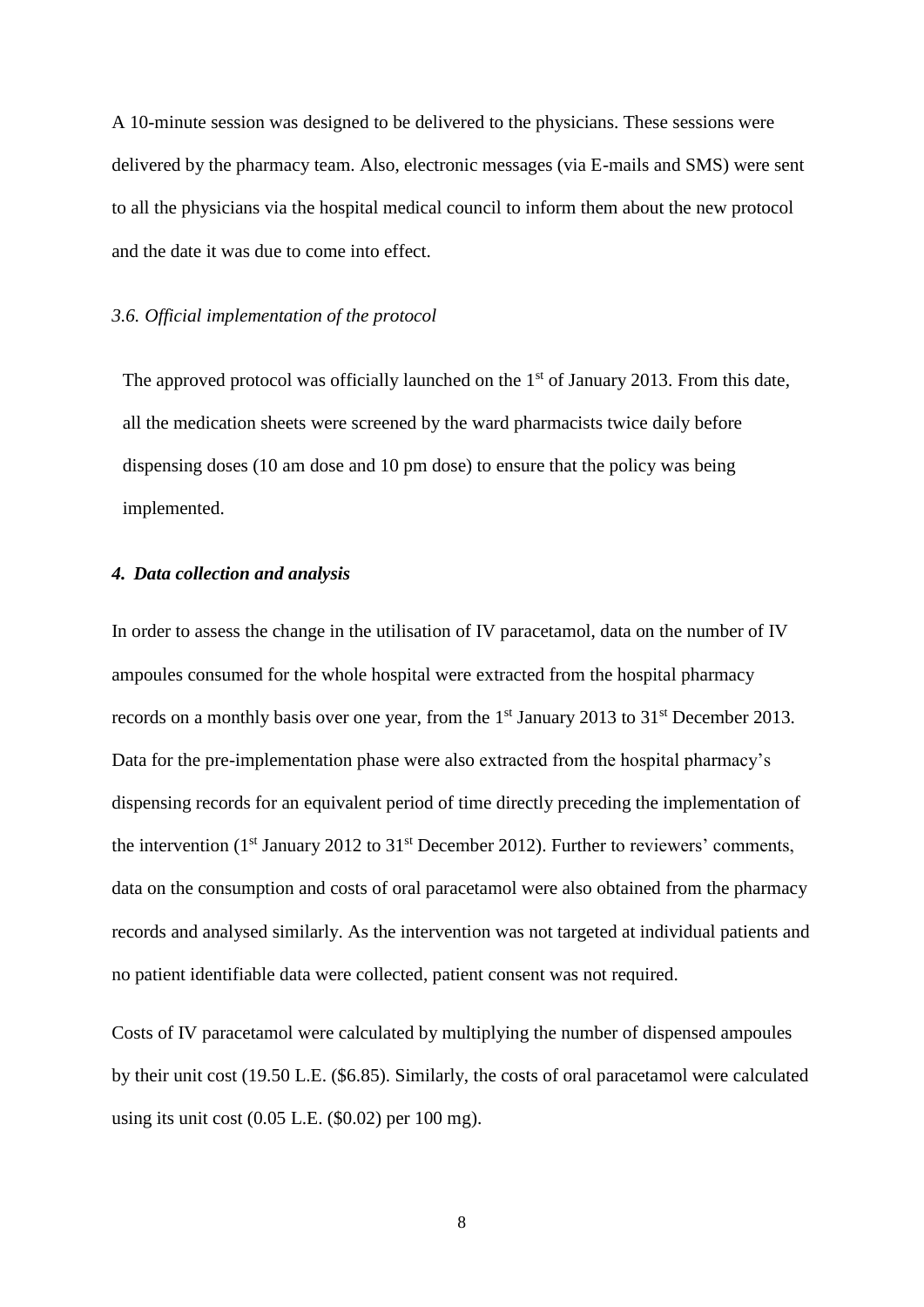A 10-minute session was designed to be delivered to the physicians. These sessions were delivered by the pharmacy team. Also, electronic messages (via E-mails and SMS) were sent to all the physicians via the hospital medical council to inform them about the new protocol and the date it was due to come into effect.

### *3.6. Official implementation of the protocol*

The approved protocol was officially launched on the 1st of January 2013. From this date, all the medication sheets were screened by the ward pharmacists twice daily before dispensing doses (10 am dose and 10 pm dose) to ensure that the policy was being implemented.

## *4. Data collection and analysis*

In order to assess the change in the utilisation of IV paracetamol, data on the number of IV ampoules consumed for the whole hospital were extracted from the hospital pharmacy records on a monthly basis over one year, from the 1st January 2013 to 31st December 2013. Data for the pre-implementation phase were also extracted from the hospital pharmacy's dispensing records for an equivalent period of time directly preceding the implementation of the intervention (1st January 2012 to 31st December 2012). Further to reviewers' comments, data on the consumption and costs of oral paracetamol were also obtained from the pharmacy records and analysed similarly. As the intervention was not targeted at individual patients and no patient identifiable data were collected, patient consent was not required.

Costs of IV paracetamol were calculated by multiplying the number of dispensed ampoules by their unit cost (19.50 L.E. ($6.85). Similarly, the costs of oral paracetamol were calculated using its unit cost (0.05 L.E. ($0.02) per 100 mg).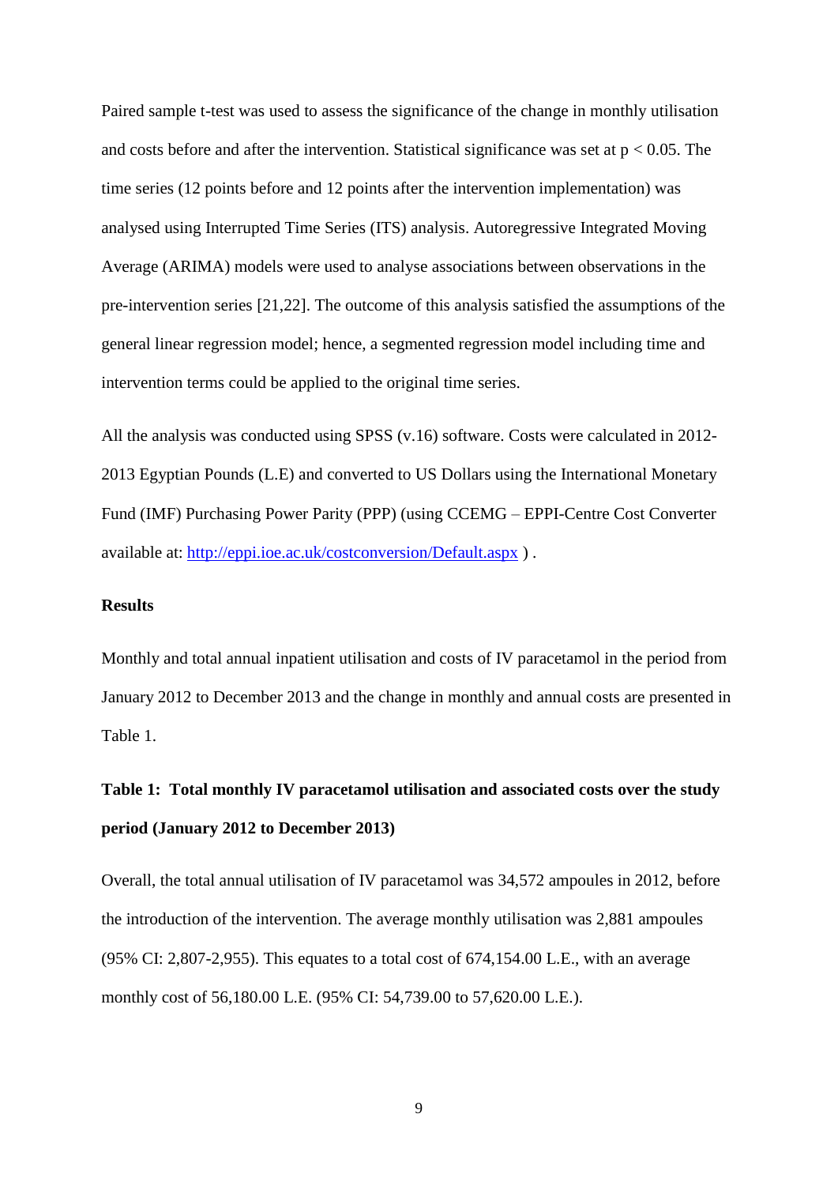Paired sample t-test was used to assess the significance of the change in monthly utilisation and costs before and after the intervention. Statistical significance was set at $p < 0.05$. The time series (12 points before and 12 points after the intervention implementation) was analysed using Interrupted Time Series (ITS) analysis. Autoregressive Integrated Moving Average (ARIMA) models were used to analyse associations between observations in the pre-intervention series [21,22]. The outcome of this analysis satisfied the assumptions of the general linear regression model; hence, a segmented regression model including time and intervention terms could be applied to the original time series.

All the analysis was conducted using SPSS (v.16) software. Costs were calculated in 2012-2013 Egyptian Pounds (L.E) and converted to US Dollars using the International Monetary Fund (IMF) Purchasing Power Parity (PPP) (using CCEMG – EPPI-Centre Cost Converter available at: http://eppi.ioe.ac.uk/costconversion/Default.aspx ) .

## Results

Monthly and total annual inpatient utilisation and costs of IV paracetamol in the period from January 2012 to December 2013 and the change in monthly and annual costs are presented in Table 1.

**Table 1: Total monthly IV paracetamol utilisation and associated costs over the study period (January 2012 to December 2013)**

Overall, the total annual utilisation of IV paracetamol was 34,572 ampoules in 2012, before the introduction of the intervention. The average monthly utilisation was 2,881 ampoules (95% CI: 2,807-2,955). This equates to a total cost of 674,154.00 L.E., with an average monthly cost of 56,180.00 L.E. (95% CI: 54,739.00 to 57,620.00 L.E.).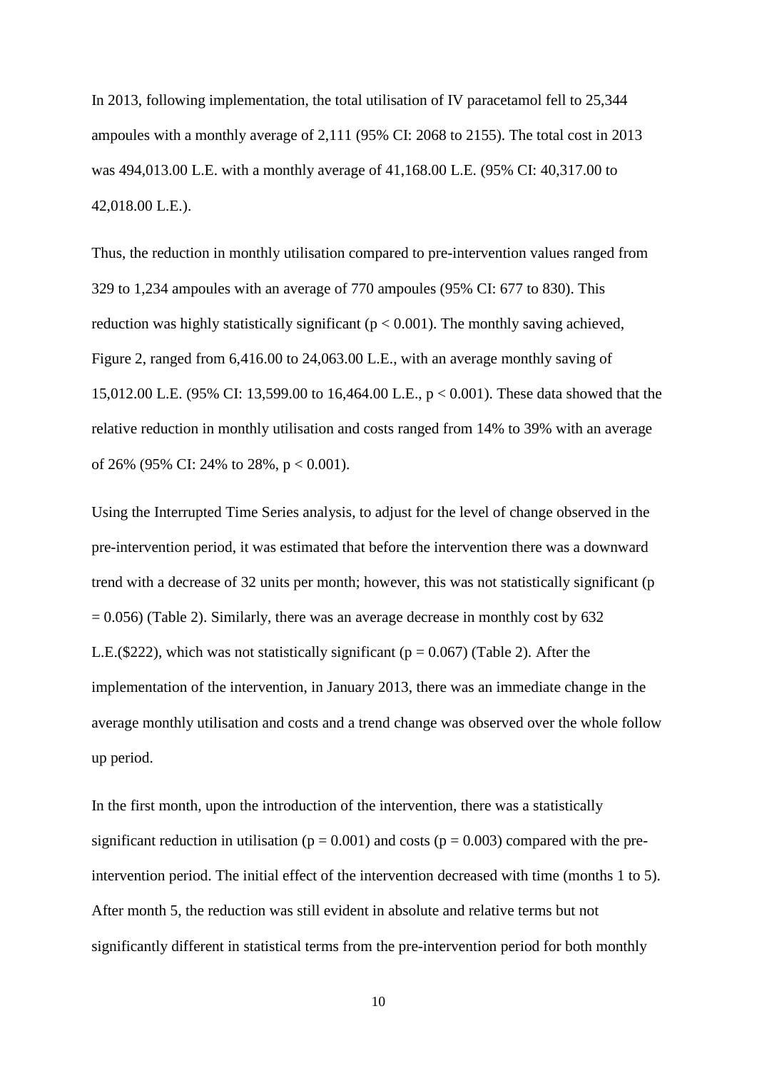In 2013, following implementation, the total utilisation of IV paracetamol fell to 25,344 ampoules with a monthly average of 2,111 (95% CI: 2068 to 2155). The total cost in 2013 was 494,013.00 L.E. with a monthly average of 41,168.00 L.E. (95% CI: 40,317.00 to 42,018.00 L.E.).

Thus, the reduction in monthly utilisation compared to pre-intervention values ranged from 329 to 1,234 ampoules with an average of 770 ampoules (95% CI: 677 to 830). This reduction was highly statistically significant ($p < 0.001$). The monthly saving achieved, Figure 2, ranged from 6,416.00 to 24,063.00 L.E., with an average monthly saving of 15,012.00 L.E. (95% CI: 13,599.00 to 16,464.00 L.E., $p < 0.001$). These data showed that the relative reduction in monthly utilisation and costs ranged from 14% to 39% with an average of 26% (95% CI: 24% to 28%, $p < 0.001$).

Using the Interrupted Time Series analysis, to adjust for the level of change observed in the pre-intervention period, it was estimated that before the intervention there was a downward trend with a decrease of 32 units per month; however, this was not statistically significant ($p = 0.056$) (Table 2). Similarly, there was an average decrease in monthly cost by 632 L.E.($222), which was not statistically significant ($p = 0.067$) (Table 2). After the implementation of the intervention, in January 2013, there was an immediate change in the average monthly utilisation and costs and a trend change was observed over the whole follow up period.

In the first month, upon the introduction of the intervention, there was a statistically significant reduction in utilisation ($p = 0.001$) and costs ($p = 0.003$) compared with the pre-intervention period. The initial effect of the intervention decreased with time (months 1 to 5). After month 5, the reduction was still evident in absolute and relative terms but not significantly different in statistical terms from the pre-intervention period for both monthly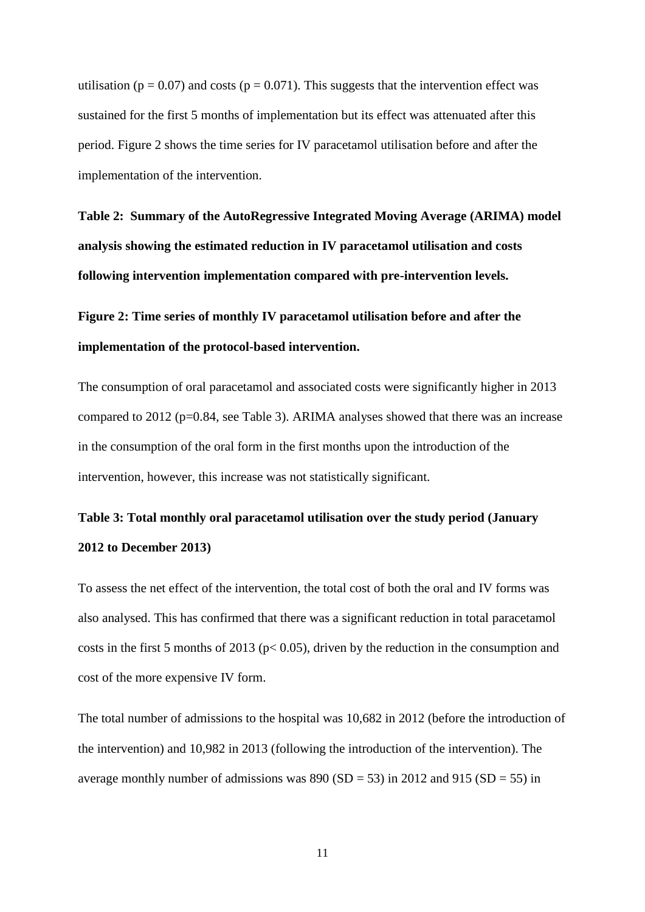utilisation ($p = 0.07$) and costs ($p = 0.071$). This suggests that the intervention effect was sustained for the first 5 months of implementation but its effect was attenuated after this period. Figure 2 shows the time series for IV paracetamol utilisation before and after the implementation of the intervention.

**Table 2: Summary of the AutoRegressive Integrated Moving Average (ARIMA) model analysis showing the estimated reduction in IV paracetamol utilisation and costs following intervention implementation compared with pre-intervention levels.**

**Figure 2: Time series of monthly IV paracetamol utilisation before and after the implementation of the protocol-based intervention.**

The consumption of oral paracetamol and associated costs were significantly higher in 2013 compared to 2012 ($p=0.84$, see Table 3). ARIMA analyses showed that there was an increase in the consumption of the oral form in the first months upon the introduction of the intervention, however, this increase was not statistically significant.

**Table 3: Total monthly oral paracetamol utilisation over the study period (January 2012 to December 2013)**

To assess the net effect of the intervention, the total cost of both the oral and IV forms was also analysed. This has confirmed that there was a significant reduction in total paracetamol costs in the first 5 months of 2013 ($p< 0.05$), driven by the reduction in the consumption and cost of the more expensive IV form.

The total number of admissions to the hospital was 10,682 in 2012 (before the introduction of the intervention) and 10,982 in 2013 (following the introduction of the intervention). The average monthly number of admissions was 890 ($SD = 53$) in 2012 and 915 ($SD = 55$) in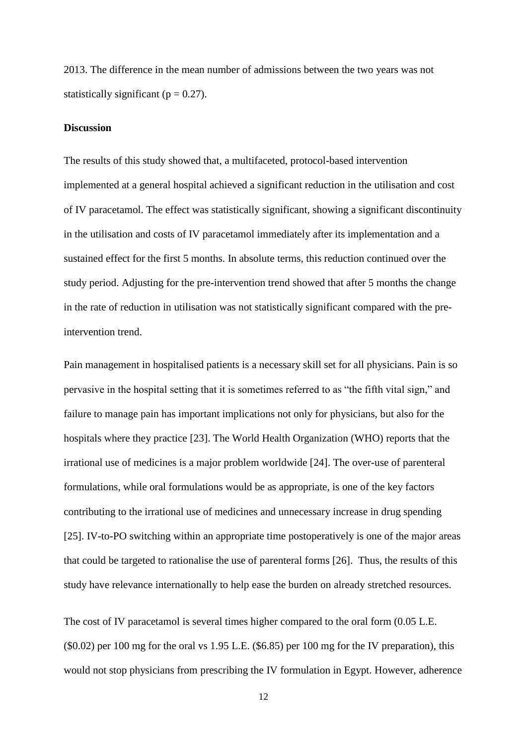2013. The difference in the mean number of admissions between the two years was not statistically significant ($p = 0.27$).

**Discussion**

The results of this study showed that, a multifaceted, protocol-based intervention implemented at a general hospital achieved a significant reduction in the utilisation and cost of IV paracetamol. The effect was statistically significant, showing a significant discontinuity in the utilisation and costs of IV paracetamol immediately after its implementation and a sustained effect for the first 5 months. In absolute terms, this reduction continued over the study period. Adjusting for the pre-intervention trend showed that after 5 months the change in the rate of reduction in utilisation was not statistically significant compared with the pre-intervention trend.

Pain management in hospitalised patients is a necessary skill set for all physicians. Pain is so pervasive in the hospital setting that it is sometimes referred to as "the fifth vital sign," and failure to manage pain has important implications not only for physicians, but also for the hospitals where they practice [23]. The World Health Organization (WHO) reports that the irrational use of medicines is a major problem worldwide [24]. The over-use of parenteral formulations, while oral formulations would be as appropriate, is one of the key factors contributing to the irrational use of medicines and unnecessary increase in drug spending [25]. IV-to-PO switching within an appropriate time postoperatively is one of the major areas that could be targeted to rationalise the use of parenteral forms [26]. Thus, the results of this study have relevance internationally to help ease the burden on already stretched resources.

The cost of IV paracetamol is several times higher compared to the oral form (0.05 L.E. ($0.02) per 100 mg for the oral vs 1.95 L.E. ($6.85) per 100 mg for the IV preparation), this would not stop physicians from prescribing the IV formulation in Egypt. However, adherence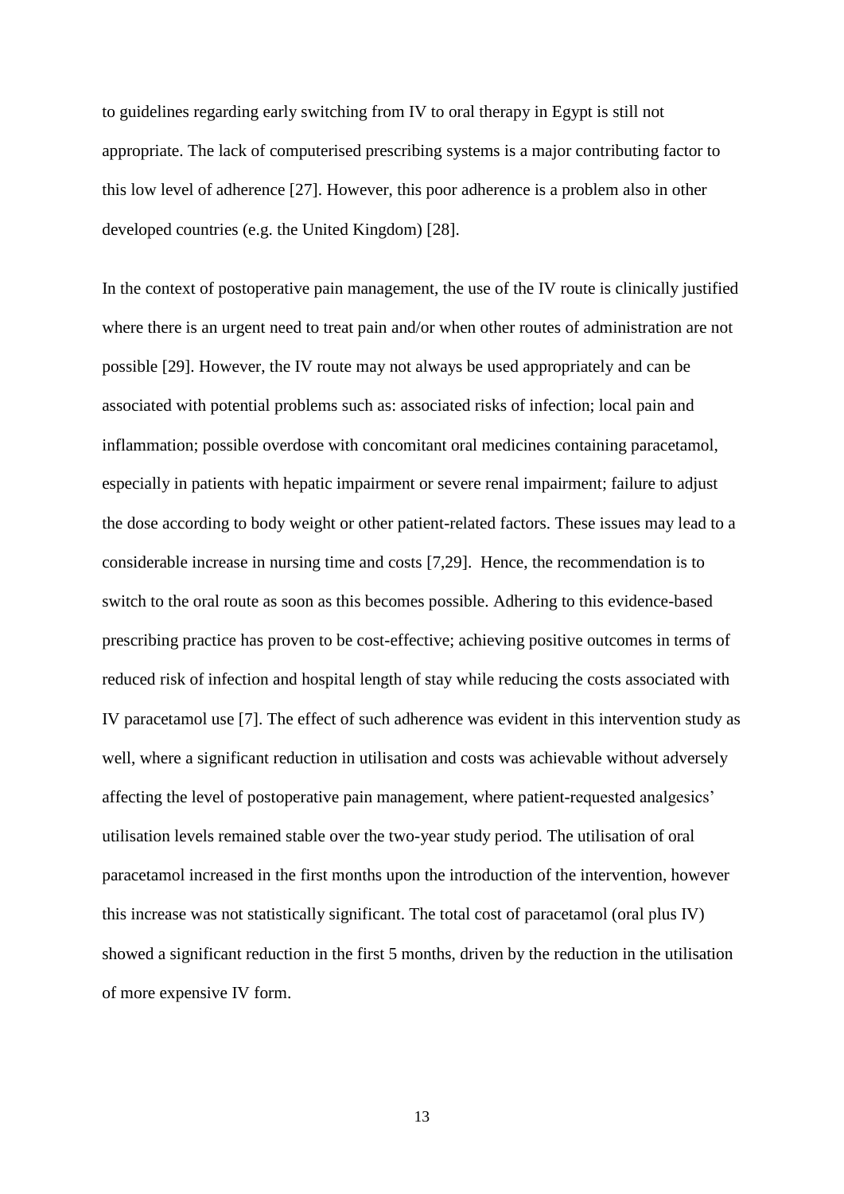to guidelines regarding early switching from IV to oral therapy in Egypt is still not appropriate. The lack of computerised prescribing systems is a major contributing factor to this low level of adherence [27]. However, this poor adherence is a problem also in other developed countries (e.g. the United Kingdom) [28].

In the context of postoperative pain management, the use of the IV route is clinically justified where there is an urgent need to treat pain and/or when other routes of administration are not possible [29]. However, the IV route may not always be used appropriately and can be associated with potential problems such as: associated risks of infection; local pain and inflammation; possible overdose with concomitant oral medicines containing paracetamol, especially in patients with hepatic impairment or severe renal impairment; failure to adjust the dose according to body weight or other patient-related factors. These issues may lead to a considerable increase in nursing time and costs [7,29]. Hence, the recommendation is to switch to the oral route as soon as this becomes possible. Adhering to this evidence-based prescribing practice has proven to be cost-effective; achieving positive outcomes in terms of reduced risk of infection and hospital length of stay while reducing the costs associated with IV paracetamol use [7]. The effect of such adherence was evident in this intervention study as well, where a significant reduction in utilisation and costs was achievable without adversely affecting the level of postoperative pain management, where patient-requested analgesics' utilisation levels remained stable over the two-year study period. The utilisation of oral paracetamol increased in the first months upon the introduction of the intervention, however this increase was not statistically significant. The total cost of paracetamol (oral plus IV) showed a significant reduction in the first 5 months, driven by the reduction in the utilisation of more expensive IV form.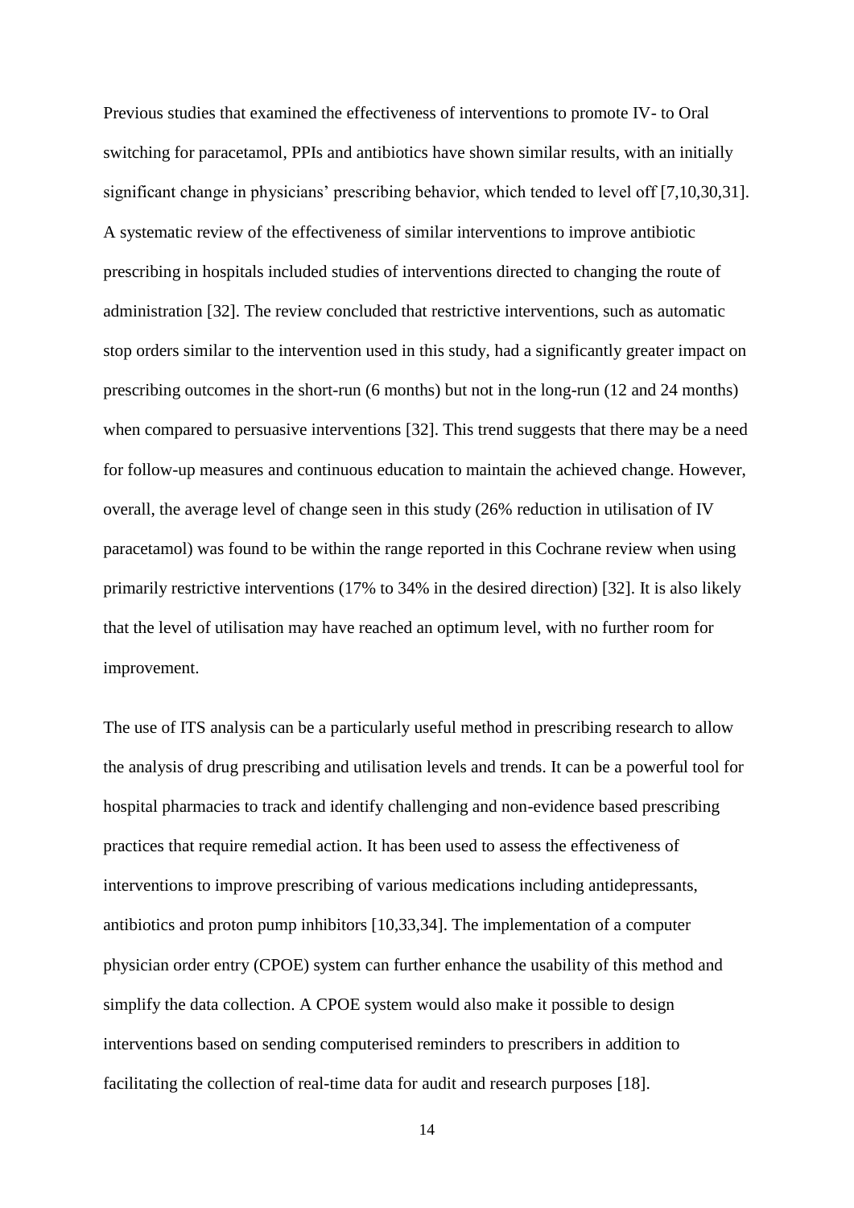Previous studies that examined the effectiveness of interventions to promote IV- to Oral switching for paracetamol, PPIs and antibiotics have shown similar results, with an initially significant change in physicians' prescribing behavior, which tended to level off [7,10,30,31]. A systematic review of the effectiveness of similar interventions to improve antibiotic prescribing in hospitals included studies of interventions directed to changing the route of administration [32]. The review concluded that restrictive interventions, such as automatic stop orders similar to the intervention used in this study, had a significantly greater impact on prescribing outcomes in the short-run (6 months) but not in the long-run (12 and 24 months) when compared to persuasive interventions [32]. This trend suggests that there may be a need for follow-up measures and continuous education to maintain the achieved change. However, overall, the average level of change seen in this study (26% reduction in utilisation of IV paracetamol) was found to be within the range reported in this Cochrane review when using primarily restrictive interventions (17% to 34% in the desired direction) [32]. It is also likely that the level of utilisation may have reached an optimum level, with no further room for improvement.

The use of ITS analysis can be a particularly useful method in prescribing research to allow the analysis of drug prescribing and utilisation levels and trends. It can be a powerful tool for hospital pharmacies to track and identify challenging and non-evidence based prescribing practices that require remedial action. It has been used to assess the effectiveness of interventions to improve prescribing of various medications including antidepressants, antibiotics and proton pump inhibitors [10,33,34]. The implementation of a computer physician order entry (CPOE) system can further enhance the usability of this method and simplify the data collection. A CPOE system would also make it possible to design interventions based on sending computerised reminders to prescribers in addition to facilitating the collection of real-time data for audit and research purposes [18].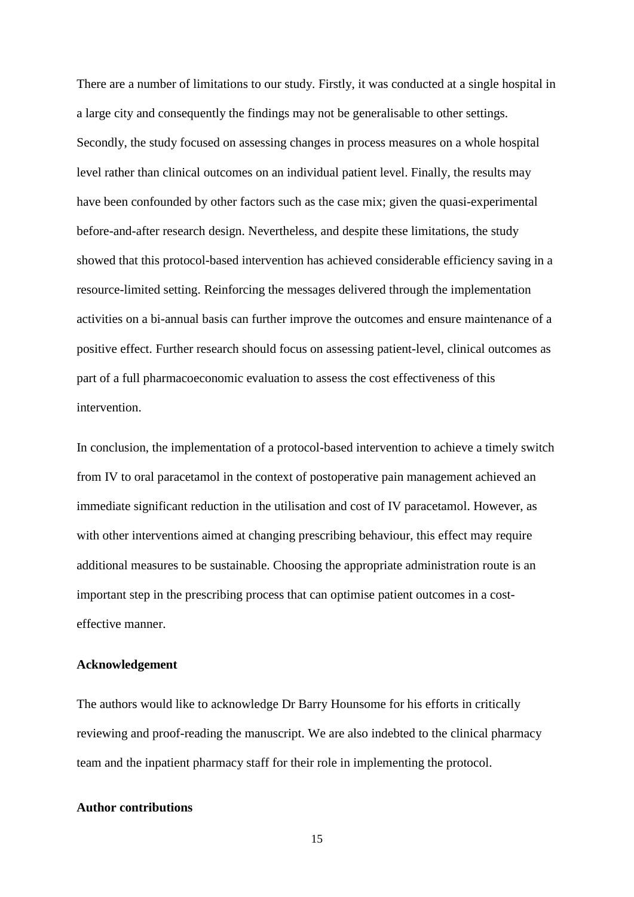There are a number of limitations to our study. Firstly, it was conducted at a single hospital in a large city and consequently the findings may not be generalisable to other settings. Secondly, the study focused on assessing changes in process measures on a whole hospital level rather than clinical outcomes on an individual patient level. Finally, the results may have been confounded by other factors such as the case mix; given the quasi-experimental before-and-after research design. Nevertheless, and despite these limitations, the study showed that this protocol-based intervention has achieved considerable efficiency saving in a resource-limited setting. Reinforcing the messages delivered through the implementation activities on a bi-annual basis can further improve the outcomes and ensure maintenance of a positive effect. Further research should focus on assessing patient-level, clinical outcomes as part of a full pharmacoeconomic evaluation to assess the cost effectiveness of this intervention.

In conclusion, the implementation of a protocol-based intervention to achieve a timely switch from IV to oral paracetamol in the context of postoperative pain management achieved an immediate significant reduction in the utilisation and cost of IV paracetamol. However, as with other interventions aimed at changing prescribing behaviour, this effect may require additional measures to be sustainable. Choosing the appropriate administration route is an important step in the prescribing process that can optimise patient outcomes in a cost-effective manner.

**Acknowledgement**

The authors would like to acknowledge Dr Barry Hounsome for his efforts in critically reviewing and proof-reading the manuscript. We are also indebted to the clinical pharmacy team and the inpatient pharmacy staff for their role in implementing the protocol.

**Author contributions**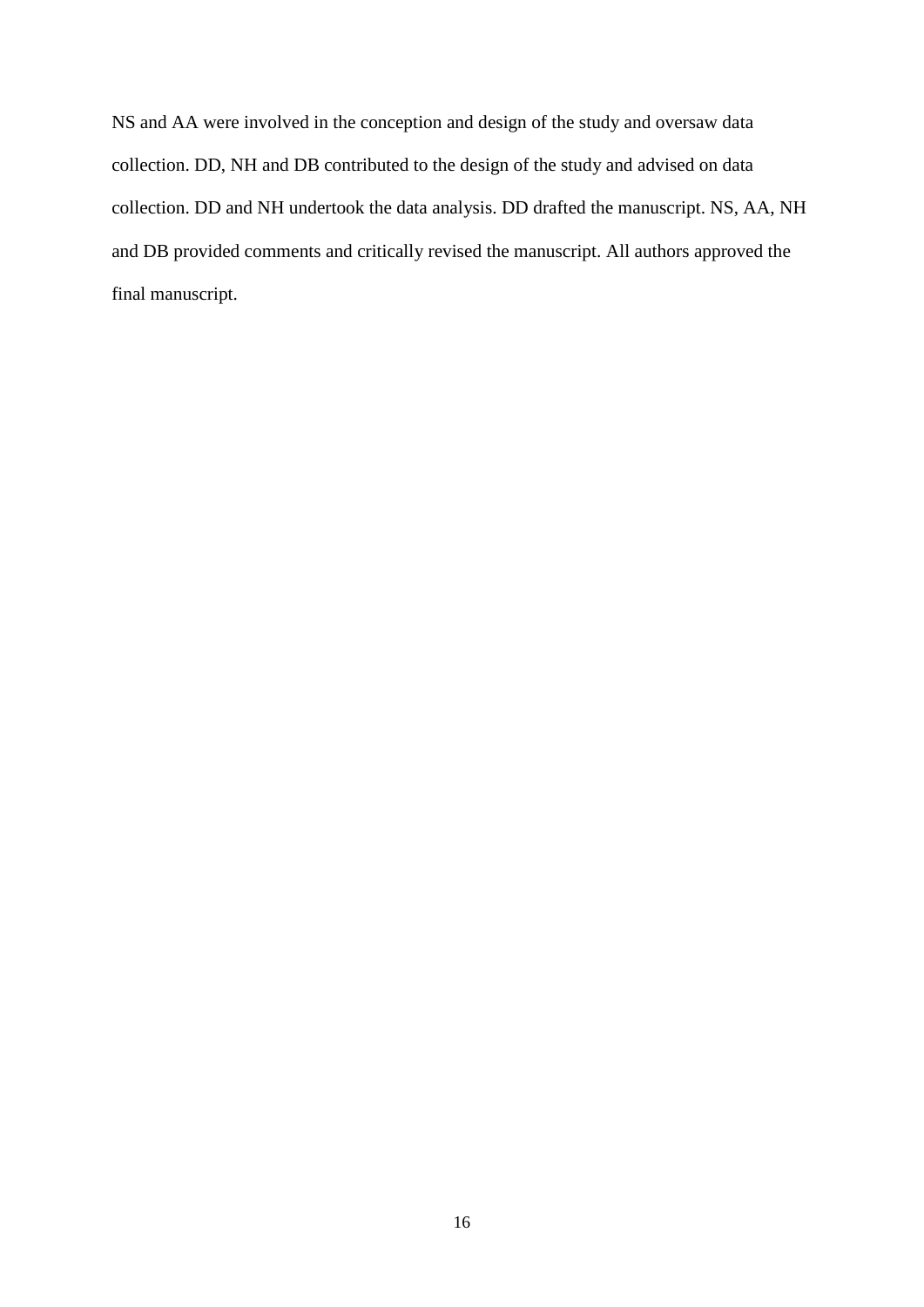NS and AA were involved in the conception and design of the study and oversaw data collection. DD, NH and DB contributed to the design of the study and advised on data collection. DD and NH undertook the data analysis. DD drafted the manuscript. NS, AA, NH and DB provided comments and critically revised the manuscript. All authors approved the final manuscript.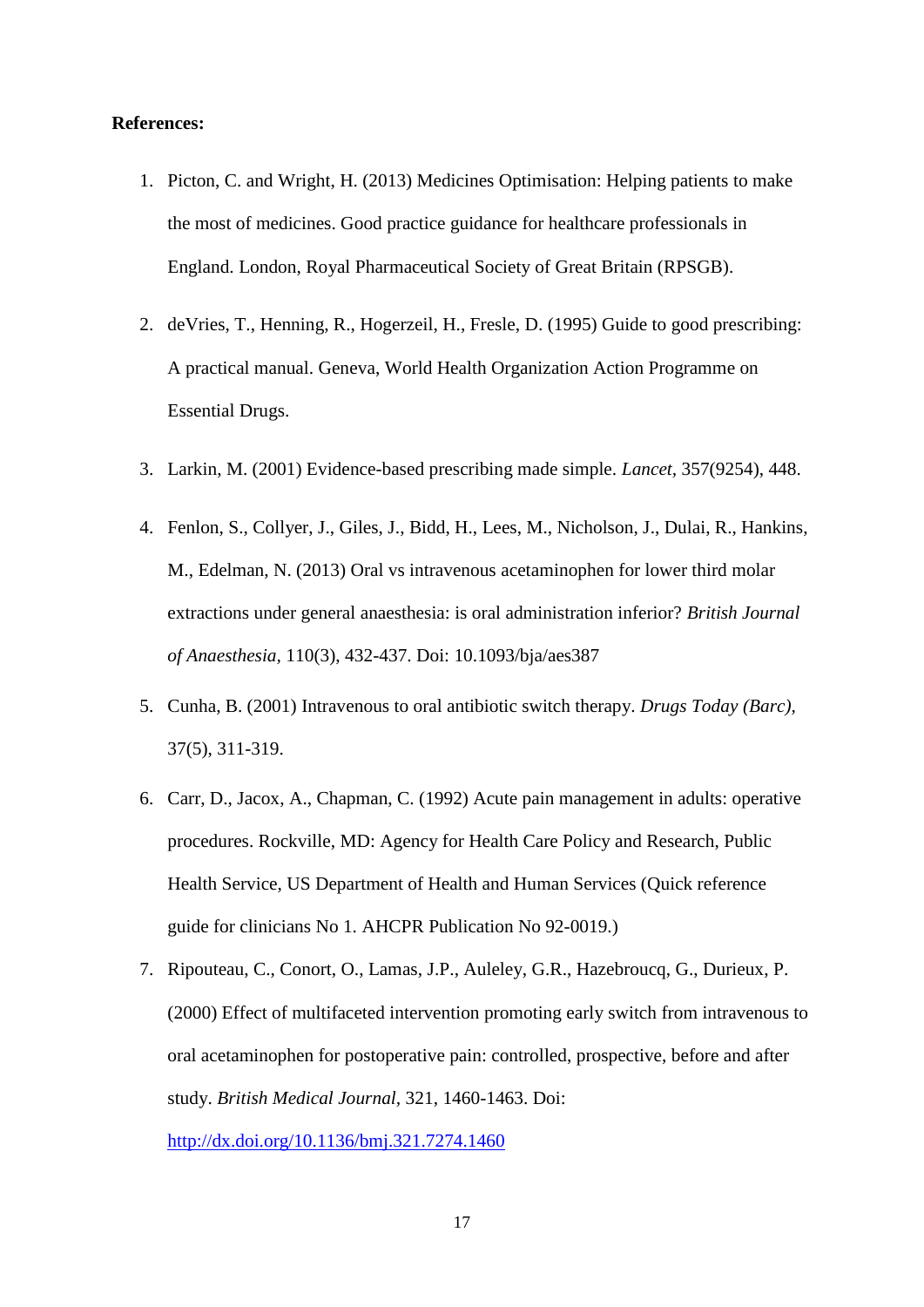**References:**

1. Picton, C. and Wright, H. (2013) Medicines Optimisation: Helping patients to make the most of medicines. Good practice guidance for healthcare professionals in England. London, Royal Pharmaceutical Society of Great Britain (RPSGB).

2. deVries, T., Henning, R., Hogerzeil, H., Fresle, D. (1995) Guide to good prescribing: A practical manual. Geneva, World Health Organization Action Programme on Essential Drugs.

3. Larkin, M. (2001) Evidence-based prescribing made simple. *Lancet*, 357(9254), 448.

4. Fenlon, S., Collyer, J., Giles, J., Bidd, H., Lees, M., Nicholson, J., Dulai, R., Hankins, M., Edelman, N. (2013) Oral vs intravenous acetaminophen for lower third molar extractions under general anaesthesia: is oral administration inferior? *British Journal of Anaesthesia*, 110(3), 432-437. Doi: 10.1093/bja/aes387

5. Cunha, B. (2001) Intravenous to oral antibiotic switch therapy. *Drugs Today (Barc)*, 37(5), 311-319.

6. Carr, D., Jacox, A., Chapman, C. (1992) Acute pain management in adults: operative procedures. Rockville, MD: Agency for Health Care Policy and Research, Public Health Service, US Department of Health and Human Services (Quick reference guide for clinicians No 1. AHCPR Publication No 92-0019.)

7. Ripouteau, C., Conort, O., Lamas, J.P., Auleley, G.R., Hazebroucq, G., Durieux, P. (2000) Effect of multifaceted intervention promoting early switch from intravenous to oral acetaminophen for postoperative pain: controlled, prospective, before and after study. *British Medical Journal*, 321, 1460-1463. Doi: http://dx.doi.org/10.1136/bmj.321.7274.1460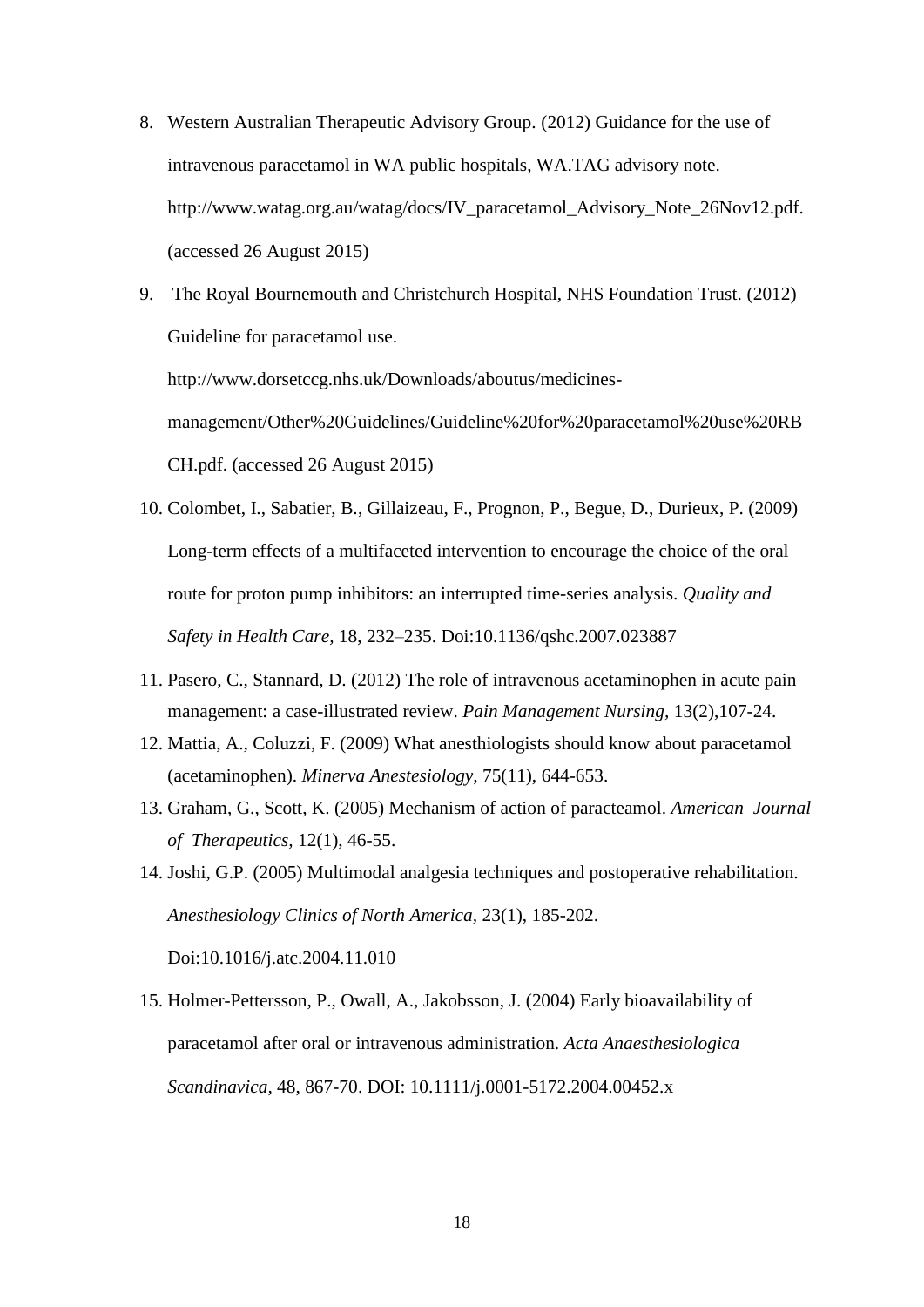8. Western Australian Therapeutic Advisory Group. (2012) Guidance for the use of intravenous paracetamol in WA public hospitals, WA.TAG advisory note. http://www.watag.org.au/watag/docs/IV_paracetamol_Advisory_Note_26Nov12.pdf. (accessed 26 August 2015)

9. The Royal Bournemouth and Christchurch Hospital, NHS Foundation Trust. (2012) Guideline for paracetamol use. http://www.dorsetccg.nhs.uk/Downloads/aboutus/medicines-management/Other%20Guidelines/Guideline%20for%20paracetamol%20use%20RBCH.pdf. (accessed 26 August 2015)

10. Colombet, I., Sabatier, B., Gillaizeau, F., Prognon, P., Begue, D., Durieux, P. (2009) Long-term effects of a multifaceted intervention to encourage the choice of the oral route for proton pump inhibitors: an interrupted time-series analysis. *Quality and Safety in Health Care,* 18, 232–235. Doi:10.1136/qshc.2007.023887

11. Pasero, C., Stannard, D. (2012) The role of intravenous acetaminophen in acute pain management: a case-illustrated review. *Pain Management Nursing,* 13(2),107-24.

12. Mattia, A., Coluzzi, F. (2009) What anesthiologists should know about paracetamol (acetaminophen). *Minerva Anestesiology,* 75(11), 644-653.

13. Graham, G., Scott, K. (2005) Mechanism of action of paracteamol. *American Journal of Therapeutics,* 12(1), 46-55.

14. Joshi, G.P. (2005) Multimodal analgesia techniques and postoperative rehabilitation. *Anesthesiology Clinics of North America*, 23(1), 185-202. Doi:10.1016/j.atc.2004.11.010

15. Holmer-Pettersson, P., Owall, A., Jakobsson, J. (2004) Early bioavailability of paracetamol after oral or intravenous administration. *Acta Anaesthesiologica Scandinavica,* 48, 867-70. DOI: 10.1111/j.0001-5172.2004.00452.x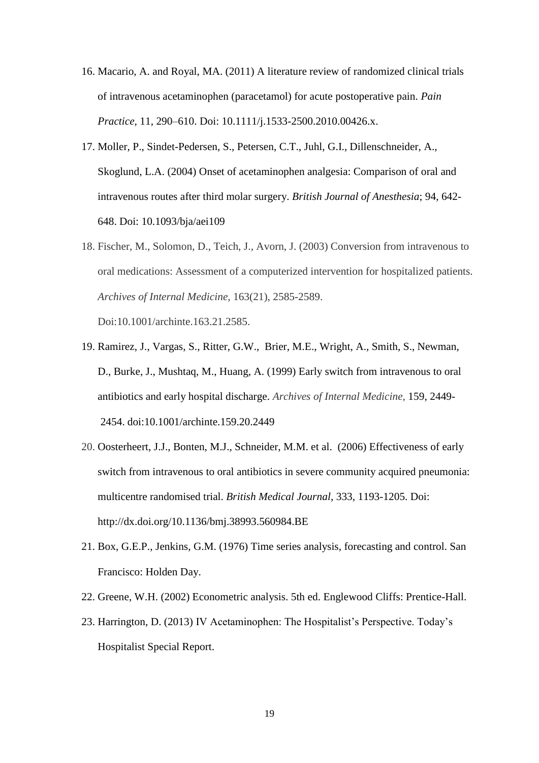16. Macario, A. and Royal, MA. (2011) A literature review of randomized clinical trials of intravenous acetaminophen (paracetamol) for acute postoperative pain. *Pain Practice*, 11, 290–610. Doi: 10.1111/j.1533-2500.2010.00426.x.
17. Moller, P., Sindet-Pedersen, S., Petersen, C.T., Juhl, G.I., Dillenschneider, A., Skoglund, L.A. (2004) Onset of acetaminophen analgesia: Comparison of oral and intravenous routes after third molar surgery. *British Journal of Anesthesia*; 94, 642-648. Doi: 10.1093/bja/aei109
18. Fischer, M., Solomon, D., Teich, J., Avorn, J. (2003) Conversion from intravenous to oral medications: Assessment of a computerized intervention for hospitalized patients. *Archives of Internal Medicine,* 163(21), 2585-2589. Doi:10.1001/archinte.163.21.2585.
19. Ramirez, J., Vargas, S., Ritter, G.W., Brier, M.E., Wright, A., Smith, S., Newman, D., Burke, J., Mushtaq, M., Huang, A. (1999) Early switch from intravenous to oral antibiotics and early hospital discharge. *Archives of Internal Medicine,* 159, 2449-2454. doi:10.1001/archinte.159.20.2449
20. Oosterheert, J.J., Bonten, M.J., Schneider, M.M. et al. (2006) Effectiveness of early switch from intravenous to oral antibiotics in severe community acquired pneumonia: multicentre randomised trial. *British Medical Journal*, 333, 1193-1205. Doi: http://dx.doi.org/10.1136/bmj.38993.560984.BE
21. Box, G.E.P., Jenkins, G.M. (1976) Time series analysis, forecasting and control. San Francisco: Holden Day.
22. Greene, W.H. (2002) Econometric analysis. 5th ed. Englewood Cliffs: Prentice-Hall.
23. Harrington, D. (2013) IV Acetaminophen: The Hospitalist's Perspective. Today's Hospitalist Special Report.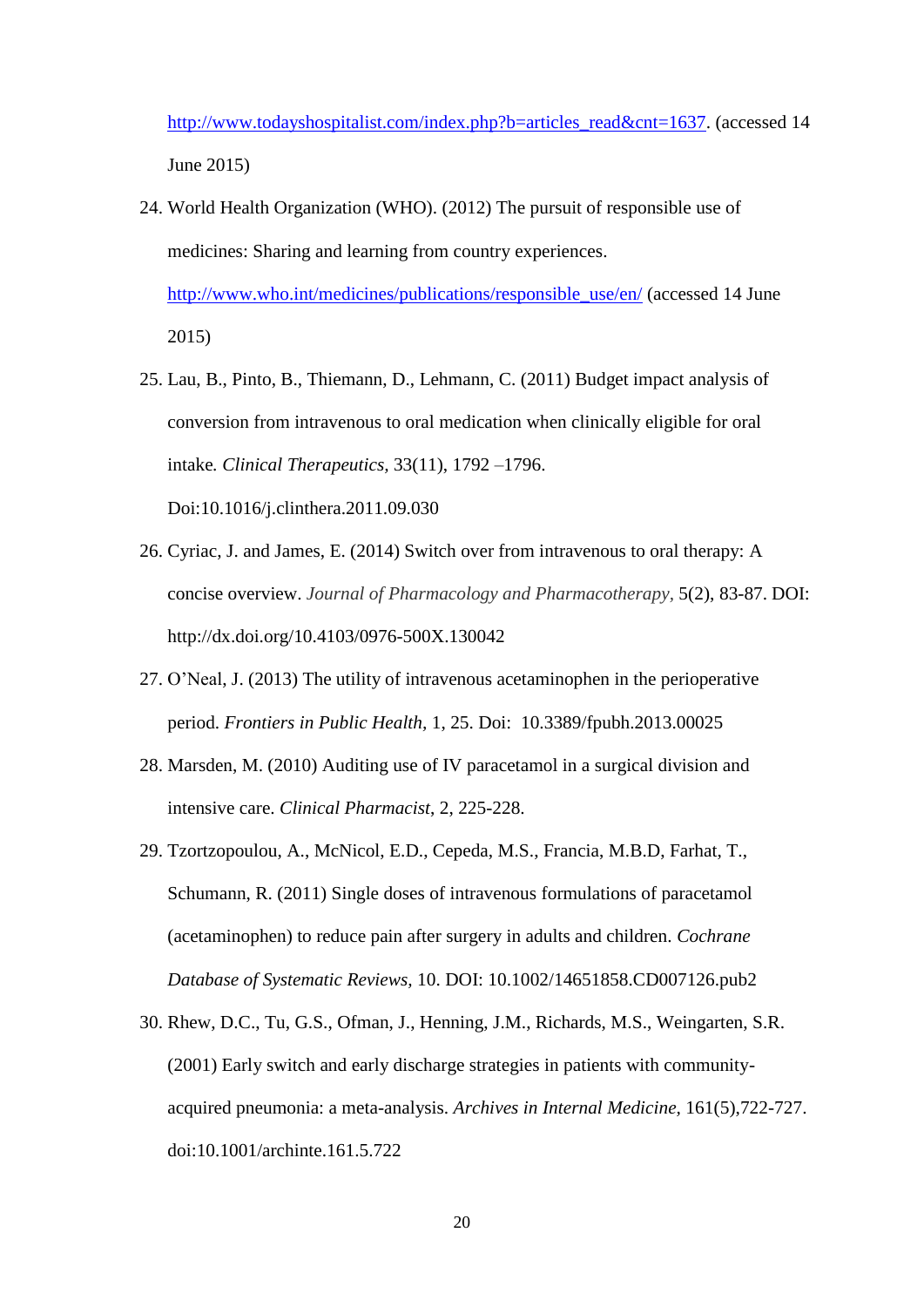http://www.todayshospitalist.com/index.php?b=articles_read&cnt=1637. (accessed 14 June 2015)

24. World Health Organization (WHO). (2012) The pursuit of responsible use of medicines: Sharing and learning from country experiences. http://www.who.int/medicines/publications/responsible_use/en/ (accessed 14 June 2015)

25. Lau, B., Pinto, B., Thiemann, D., Lehmann, C. (2011) Budget impact analysis of conversion from intravenous to oral medication when clinically eligible for oral intake. *Clinical Therapeutics,* 33(11), 1792 –1796. Doi:10.1016/j.clinthera.2011.09.030

26. Cyriac, J. and James, E. (2014) Switch over from intravenous to oral therapy: A concise overview. *Journal of Pharmacology and Pharmacotherapy*, 5(2), 83-87. DOI: http://dx.doi.org/10.4103/0976-500X.130042

27. O'Neal, J. (2013) The utility of intravenous acetaminophen in the perioperative period. *Frontiers in Public Health*, 1, 25. Doi: 10.3389/fpubh.2013.00025

28. Marsden, M. (2010) Auditing use of IV paracetamol in a surgical division and intensive care. *Clinical Pharmacist*, 2, 225-228.

29. Tzortzopoulou, A., McNicol, E.D., Cepeda, M.S., Francia, M.B.D, Farhat, T., Schumann, R. (2011) Single doses of intravenous formulations of paracetamol (acetaminophen) to reduce pain after surgery in adults and children. *Cochrane Database of Systematic Reviews,* 10. DOI: 10.1002/14651858.CD007126.pub2

30. Rhew, D.C., Tu, G.S., Ofman, J., Henning, J.M., Richards, M.S., Weingarten, S.R. (2001) Early switch and early discharge strategies in patients with community-acquired pneumonia: a meta-analysis. *Archives in Internal Medicine,* 161(5),722-727. doi:10.1001/archinte.161.5.722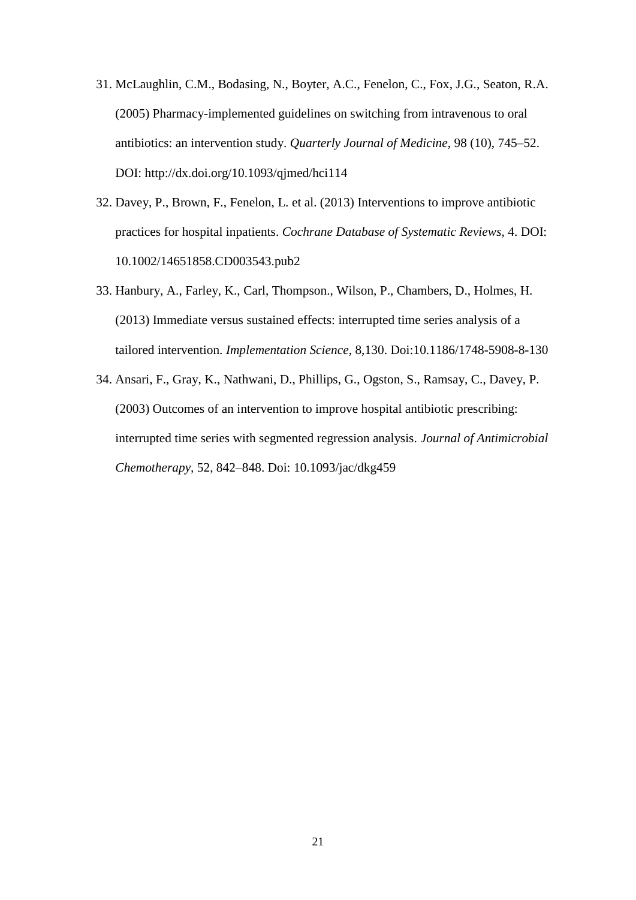31. McLaughlin, C.M., Bodasing, N., Boyter, A.C., Fenelon, C., Fox, J.G., Seaton, R.A. (2005) Pharmacy-implemented guidelines on switching from intravenous to oral antibiotics: an intervention study. *Quarterly Journal of Medicine*, 98 (10), 745–52. DOI: http://dx.doi.org/10.1093/qjmed/hci114
32. Davey, P., Brown, F., Fenelon, L. et al. (2013) Interventions to improve antibiotic practices for hospital inpatients. *Cochrane Database of Systematic Reviews,* 4. DOI: 10.1002/14651858.CD003543.pub2
33. Hanbury, A., Farley, K., Carl, Thompson., Wilson, P., Chambers, D., Holmes, H. (2013) Immediate versus sustained effects: interrupted time series analysis of a tailored intervention. *Implementation Science*, 8,130. Doi:10.1186/1748-5908-8-130
34. Ansari, F., Gray, K., Nathwani, D., Phillips, G., Ogston, S., Ramsay, C., Davey, P. (2003) Outcomes of an intervention to improve hospital antibiotic prescribing: interrupted time series with segmented regression analysis. *Journal of Antimicrobial Chemotherapy,* 52, 842–848. Doi: 10.1093/jac/dkg459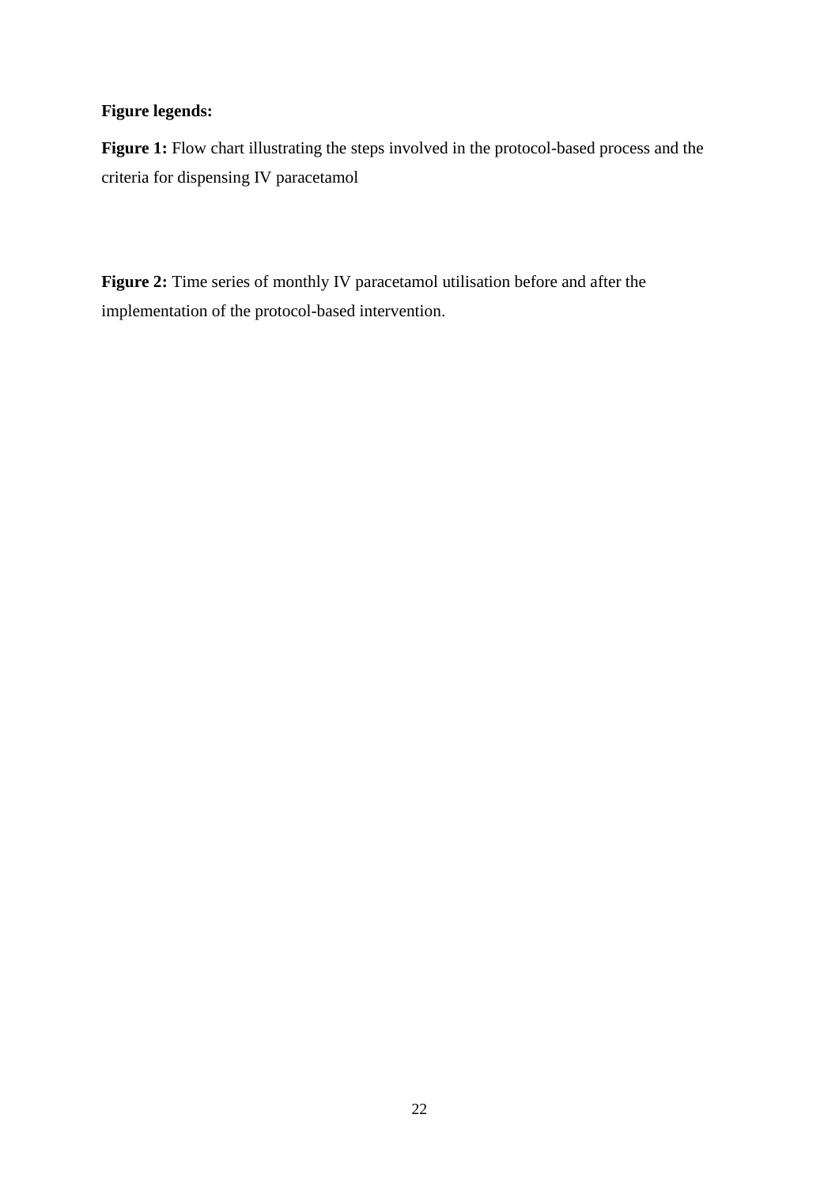**Figure legends:**

**Figure 1:** Flow chart illustrating the steps involved in the protocol-based process and the criteria for dispensing IV paracetamol

**Figure 2:** Time series of monthly IV paracetamol utilisation before and after the implementation of the protocol-based intervention.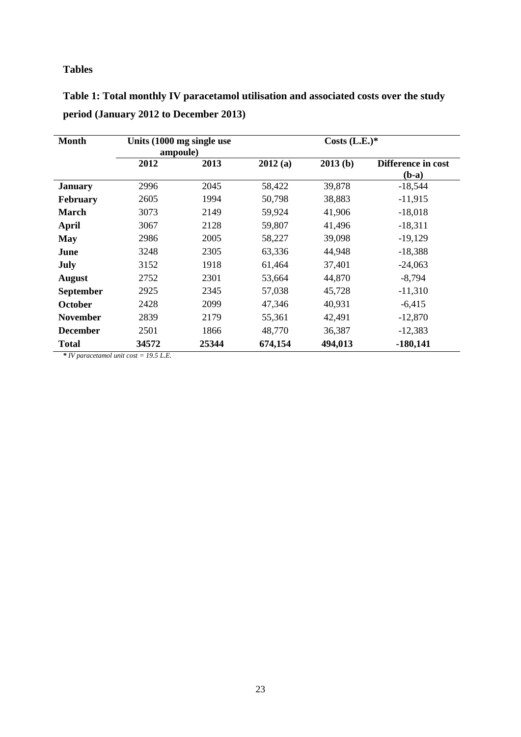## Tables

**Table 1: Total monthly IV paracetamol utilisation and associated costs over the study period (January 2012 to December 2013)**

| Month | Units (1000 mg single use ampoule) | | Costs (L.E.)* | | |
|---|---|---|---|---|---|
| | 2012 | 2013 | 2012 (a) | 2013 (b) | Difference in cost (b-a) |
| **January** | 2996 | 2045 | 58,422 | 39,878 | -18,544 |
| **February** | 2605 | 1994 | 50,798 | 38,883 | -11,915 |
| **March** | 3073 | 2149 | 59,924 | 41,906 | -18,018 |
| **April** | 3067 | 2128 | 59,807 | 41,496 | -18,311 |
| **May** | 2986 | 2005 | 58,227 | 39,098 | -19,129 |
| **June** | 3248 | 2305 | 63,336 | 44,948 | -18,388 |
| **July** | 3152 | 1918 | 61,464 | 37,401 | -24,063 |
| **August** | 2752 | 2301 | 53,664 | 44,870 | -8,794 |
| **September** | 2925 | 2345 | 57,038 | 45,728 | -11,310 |
| **October** | 2428 | 2099 | 47,346 | 40,931 | -6,415 |
| **November** | 2839 | 2179 | 55,361 | 42,491 | -12,870 |
| **December** | 2501 | 1866 | 48,770 | 36,387 | -12,383 |
| **Total** | **34572** | **25344** | **674,154** | **494,013** | **-180,141** |

*\* IV paracetamol unit cost = 19.5 L.E.*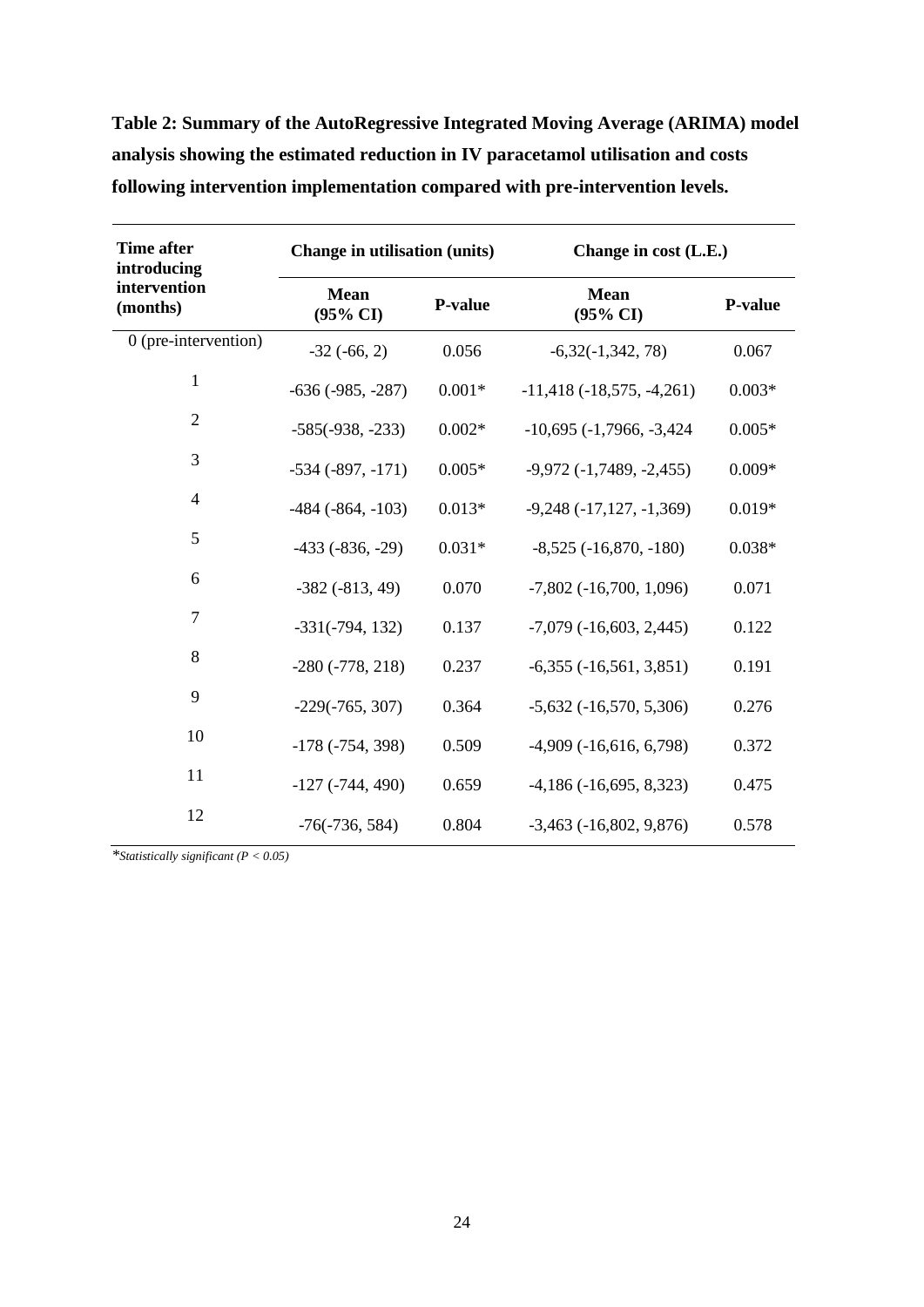**Table 2: Summary of the AutoRegressive Integrated Moving Average (ARIMA) model analysis showing the estimated reduction in IV paracetamol utilisation and costs following intervention implementation compared with pre-intervention levels.**

| Time after introducing intervention (months) | Change in utilisation (units) | | Change in cost (L.E.) | |
|---|---|---|---|---|
| | Mean (95% CI) | P-value | Mean (95% CI) | P-value |
| 0 (pre-intervention) | -32 (-66, 2) | 0.056 | -6,32(-1,342, 78) | 0.067 |
| 1 | -636 (-985, -287) | 0.001* | -11,418 (-18,575, -4,261) | 0.003* |
| 2 | -585(-938, -233) | 0.002* | -10,695 (-1,7966, -3,424 | 0.005* |
| 3 | -534 (-897, -171) | 0.005* | -9,972 (-1,7489, -2,455) | 0.009* |
| 4 | -484 (-864, -103) | 0.013* | -9,248 (-17,127, -1,369) | 0.019* |
| 5 | -433 (-836, -29) | 0.031* | -8,525 (-16,870, -180) | 0.038* |
| 6 | -382 (-813, 49) | 0.070 | -7,802 (-16,700, 1,096) | 0.071 |
| 7 | -331(-794, 132) | 0.137 | -7,079 (-16,603, 2,445) | 0.122 |
| 8 | -280 (-778, 218) | 0.237 | -6,355 (-16,561, 3,851) | 0.191 |
| 9 | -229(-765, 307) | 0.364 | -5,632 (-16,570, 5,306) | 0.276 |
| 10 | -178 (-754, 398) | 0.509 | -4,909 (-16,616, 6,798) | 0.372 |
| 11 | -127 (-744, 490) | 0.659 | -4,186 (-16,695, 8,323) | 0.475 |
| 12 | -76(-736, 584) | 0.804 | -3,463 (-16,802, 9,876) | 0.578 |

*\*Statistically significant ($P < 0.05$)*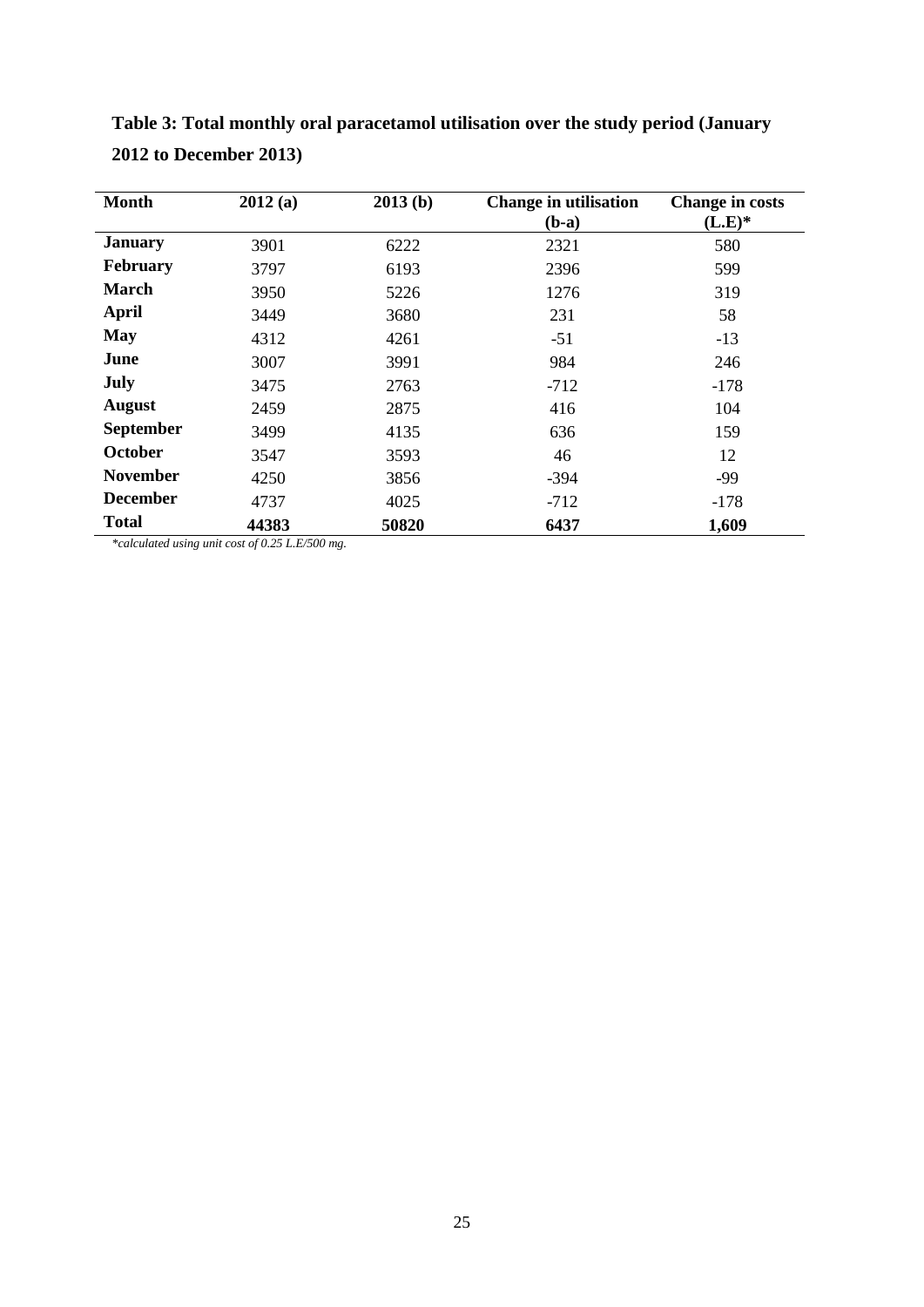**Table 3: Total monthly oral paracetamol utilisation over the study period (January 2012 to December 2013)**

| Month | 2012 (a) | 2013 (b) | Change in utilisation (b-a) | Change in costs (L.E)* |
|---|---|---|---|---|
| **January** | 3901 | 6222 | 2321 | 580 |
| **February** | 3797 | 6193 | 2396 | 599 |
| **March** | 3950 | 5226 | 1276 | 319 |
| **April** | 3449 | 3680 | 231 | 58 |
| **May** | 4312 | 4261 | -51 | -13 |
| **June** | 3007 | 3991 | 984 | 246 |
| **July** | 3475 | 2763 | -712 | -178 |
| **August** | 2459 | 2875 | 416 | 104 |
| **September** | 3499 | 4135 | 636 | 159 |
| **October** | 3547 | 3593 | 46 | 12 |
| **November** | 4250 | 3856 | -394 | -99 |
| **December** | 4737 | 4025 | -712 | -178 |
| **Total** | **44383** | **50820** | **6437** | **1,609** |

*\*calculated using unit cost of 0.25 L.E/500 mg.*